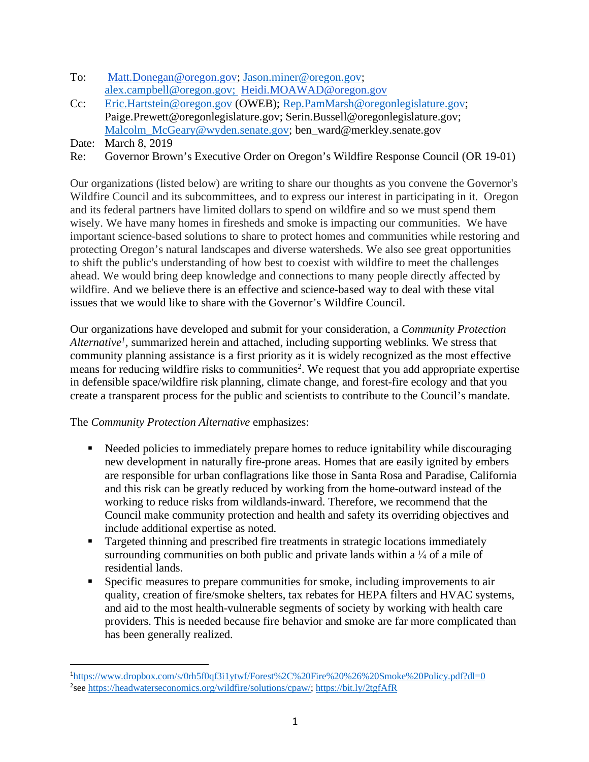To: Matt.Donegan@oregon.gov; Jason.miner@oregon.gov; alex.campbell@oregon.gov; Heidi.MOAWAD@oregon.gov

Cc: Eric.Hartstein@oregon.gov (OWEB); Rep.PamMarsh@oregonlegislature.gov; Paige.Prewett@oregonlegislature.gov; Serin.Bussell@oregonlegislature.gov; Malcolm_McGeary@wyden.senate.gov; ben_ward@merkley.senate.gov

Date: March 8, 2019

Re: Governor Brown's Executive Order on Oregon's Wildfire Response Council (OR 19-01)

Our organizations (listed below) are writing to share our thoughts as you convene the Governor's Wildfire Council and its subcommittees, and to express our interest in participating in it. Oregon and its federal partners have limited dollars to spend on wildfire and so we must spend them wisely. We have many homes in firesheds and smoke is impacting our communities. We have important science-based solutions to share to protect homes and communities while restoring and protecting Oregon's natural landscapes and diverse watersheds. We also see great opportunities to shift the public's understanding of how best to coexist with wildfire to meet the challenges ahead. We would bring deep knowledge and connections to many people directly affected by wildfire. And we believe there is an effective and science-based way to deal with these vital issues that we would like to share with the Governor's Wildfire Council.

Our organizations have developed and submit for your consideration, a *Community Protection Alternative*[1], summarized herein and attached, including supporting weblinks. We stress that community planning assistance is a first priority as it is widely recognized as the most effective means for reducing wildfire risks to communities[2]. We request that you add appropriate expertise in defensible space/wildfire risk planning, climate change, and forest-fire ecology and that you create a transparent process for the public and scientists to contribute to the Council's mandate.

The *Community Protection Alternative* emphasizes:

- Needed policies to immediately prepare homes to reduce ignitability while discouraging new development in naturally fire-prone areas. Homes that are easily ignited by embers are responsible for urban conflagrations like those in Santa Rosa and Paradise, California and this risk can be greatly reduced by working from the home-outward instead of the working to reduce risks from wildlands-inward. Therefore, we recommend that the Council make community protection and health and safety its overriding objectives and include additional expertise as noted.
- Targeted thinning and prescribed fire treatments in strategic locations immediately surrounding communities on both public and private lands within a ¼ of a mile of residential lands.
- Specific measures to prepare communities for smoke, including improvements to air quality, creation of fire/smoke shelters, tax rebates for HEPA filters and HVAC systems, and aid to the most health-vulnerable segments of society by working with health care providers. This is needed because fire behavior and smoke are far more complicated than has been generally realized.

---

[1] https://www.dropbox.com/s/0rh5f0qf3i1ytwf/Forest%2C%20Fire%20%26%20Smoke%20Policy.pdf?dl=0

[2] see https://headwaterseconomics.org/wildfire/solutions/cpaw/; https://bit.ly/2tgfAfR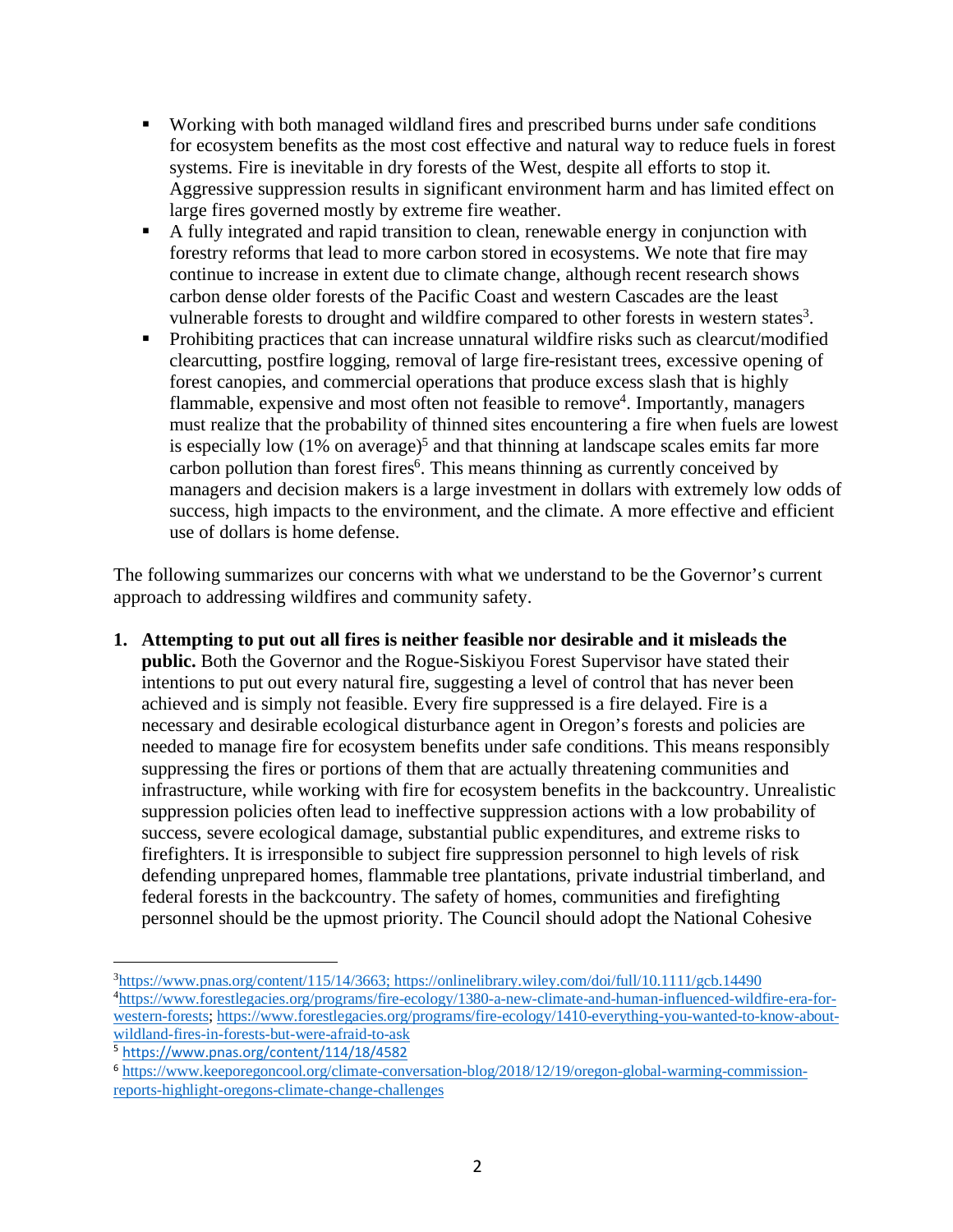- Working with both managed wildland fires and prescribed burns under safe conditions for ecosystem benefits as the most cost effective and natural way to reduce fuels in forest systems. Fire is inevitable in dry forests of the West, despite all efforts to stop it. Aggressive suppression results in significant environment harm and has limited effect on large fires governed mostly by extreme fire weather.
- A fully integrated and rapid transition to clean, renewable energy in conjunction with forestry reforms that lead to more carbon stored in ecosystems. We note that fire may continue to increase in extent due to climate change, although recent research shows carbon dense older forests of the Pacific Coast and western Cascades are the least vulnerable forests to drought and wildfire compared to other forests in western states[3].
- Prohibiting practices that can increase unnatural wildfire risks such as clearcut/modified clearcutting, postfire logging, removal of large fire-resistant trees, excessive opening of forest canopies, and commercial operations that produce excess slash that is highly flammable, expensive and most often not feasible to remove[4]. Importantly, managers must realize that the probability of thinned sites encountering a fire when fuels are lowest is especially low (1% on average)[5] and that thinning at landscape scales emits far more carbon pollution than forest fires[6]. This means thinning as currently conceived by managers and decision makers is a large investment in dollars with extremely low odds of success, high impacts to the environment, and the climate. A more effective and efficient use of dollars is home defense.

The following summarizes our concerns with what we understand to be the Governor's current approach to addressing wildfires and community safety.

1. **Attempting to put out all fires is neither feasible nor desirable and it misleads the public.** Both the Governor and the Rogue-Siskiyou Forest Supervisor have stated their intentions to put out every natural fire, suggesting a level of control that has never been achieved and is simply not feasible. Every fire suppressed is a fire delayed. Fire is a necessary and desirable ecological disturbance agent in Oregon's forests and policies are needed to manage fire for ecosystem benefits under safe conditions. This means responsibly suppressing the fires or portions of them that are actually threatening communities and infrastructure, while working with fire for ecosystem benefits in the backcountry. Unrealistic suppression policies often lead to ineffective suppression actions with a low probability of success, severe ecological damage, substantial public expenditures, and extreme risks to firefighters. It is irresponsible to subject fire suppression personnel to high levels of risk defending unprepared homes, flammable tree plantations, private industrial timberland, and federal forests in the backcountry. The safety of homes, communities and firefighting personnel should be the upmost priority. The Council should adopt the National Cohesive

---

[3] https://www.pnas.org/content/115/14/3663; https://onlinelibrary.wiley.com/doi/full/10.1111/gcb.14490

[4] https://www.forestlegacies.org/programs/fire-ecology/1380-a-new-climate-and-human-influenced-wildfire-era-for-western-forests; https://www.forestlegacies.org/programs/fire-ecology/1410-everything-you-wanted-to-know-about-wildland-fires-in-forests-but-were-afraid-to-ask

[5] https://www.pnas.org/content/114/18/4582

[6] https://www.keeporegoncool.org/climate-conversation-blog/2018/12/19/oregon-global-warming-commission-reports-highlight-oregons-climate-change-challenges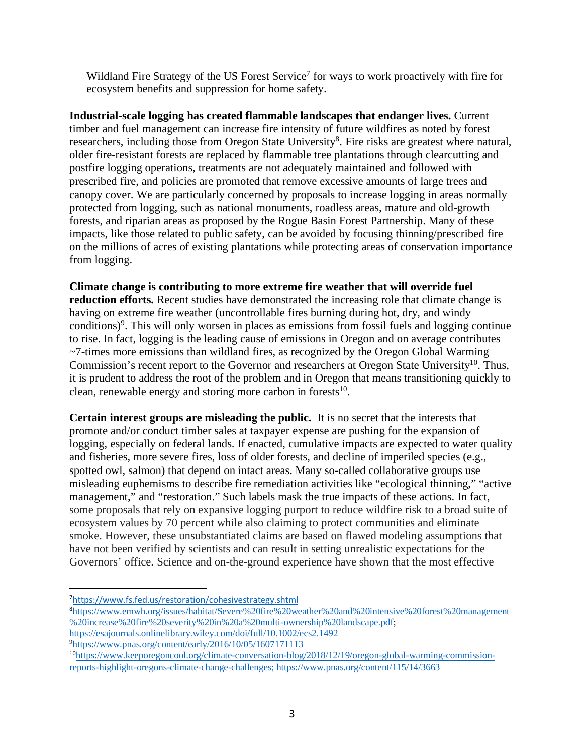Wildland Fire Strategy of the US Forest Service[7] for ways to work proactively with fire for ecosystem benefits and suppression for home safety.

**Industrial-scale logging has created flammable landscapes that endanger lives.** Current timber and fuel management can increase fire intensity of future wildfires as noted by forest researchers, including those from Oregon State University[8]. Fire risks are greatest where natural, older fire-resistant forests are replaced by flammable tree plantations through clearcutting and postfire logging operations, treatments are not adequately maintained and followed with prescribed fire, and policies are promoted that remove excessive amounts of large trees and canopy cover. We are particularly concerned by proposals to increase logging in areas normally protected from logging, such as national monuments, roadless areas, mature and old-growth forests, and riparian areas as proposed by the Rogue Basin Forest Partnership. Many of these impacts, like those related to public safety, can be avoided by focusing thinning/prescribed fire on the millions of acres of existing plantations while protecting areas of conservation importance from logging.

**Climate change is contributing to more extreme fire weather that will override fuel reduction efforts.** Recent studies have demonstrated the increasing role that climate change is having on extreme fire weather (uncontrollable fires burning during hot, dry, and windy conditions)[9]. This will only worsen in places as emissions from fossil fuels and logging continue to rise. In fact, logging is the leading cause of emissions in Oregon and on average contributes ~7-times more emissions than wildland fires, as recognized by the Oregon Global Warming Commission's recent report to the Governor and researchers at Oregon State University[10]. Thus, it is prudent to address the root of the problem and in Oregon that means transitioning quickly to clean, renewable energy and storing more carbon in forests[10].

**Certain interest groups are misleading the public.** It is no secret that the interests that promote and/or conduct timber sales at taxpayer expense are pushing for the expansion of logging, especially on federal lands. If enacted, cumulative impacts are expected to water quality and fisheries, more severe fires, loss of older forests, and decline of imperiled species (e.g., spotted owl, salmon) that depend on intact areas. Many so-called collaborative groups use misleading euphemisms to describe fire remediation activities like "ecological thinning," "active management," and "restoration." Such labels mask the true impacts of these actions. In fact, some proposals that rely on expansive logging purport to reduce wildfire risk to a broad suite of ecosystem values by 70 percent while also claiming to protect communities and eliminate smoke. However, these unsubstantiated claims are based on flawed modeling assumptions that have not been verified by scientists and can result in setting unrealistic expectations for the Governors' office. Science and on-the-ground experience have shown that the most effective

---

[7] https://www.fs.fed.us/restoration/cohesivestrategy.shtml

[8] https://www.emwh.org/issues/habitat/Severe%20fire%20weather%20and%20intensive%20forest%20management%20increase%20fire%20severity%20in%20a%20multi-ownership%20landscape.pdf; https://esajournals.onlinelibrary.wiley.com/doi/full/10.1002/ecs2.1492

[9] https://www.pnas.org/content/early/2016/10/05/1607171113

[10] https://www.keeporegoncool.org/climate-conversation-blog/2018/12/19/oregon-global-warming-commission-reports-highlight-oregons-climate-change-challenges; https://www.pnas.org/content/115/14/3663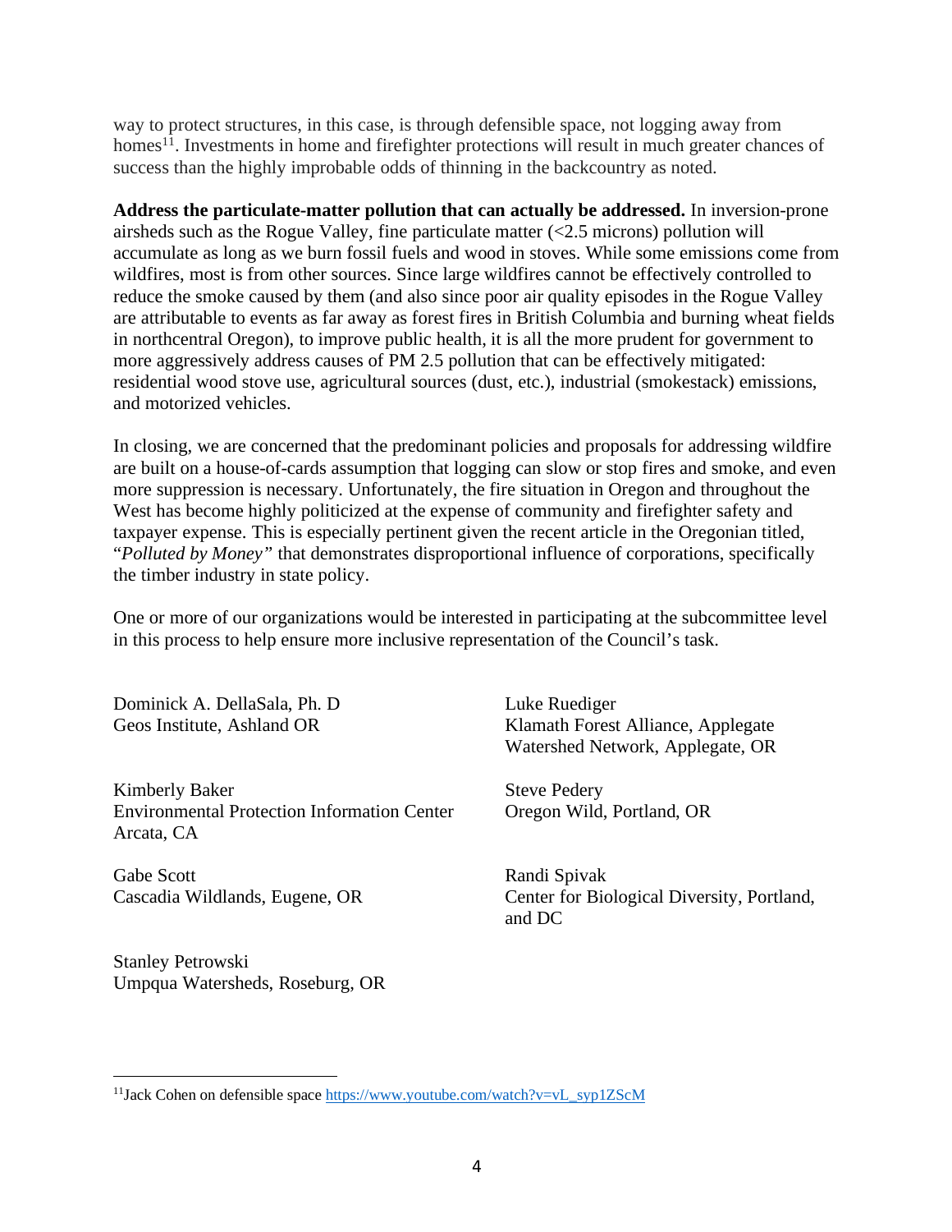way to protect structures, in this case, is through defensible space, not logging away from homes[11]. Investments in home and firefighter protections will result in much greater chances of success than the highly improbable odds of thinning in the backcountry as noted.

**Address the particulate-matter pollution that can actually be addressed.** In inversion-prone airsheds such as the Rogue Valley, fine particulate matter (<2.5 microns) pollution will accumulate as long as we burn fossil fuels and wood in stoves. While some emissions come from wildfires, most is from other sources. Since large wildfires cannot be effectively controlled to reduce the smoke caused by them (and also since poor air quality episodes in the Rogue Valley are attributable to events as far away as forest fires in British Columbia and burning wheat fields in northcentral Oregon), to improve public health, it is all the more prudent for government to more aggressively address causes of PM 2.5 pollution that can be effectively mitigated: residential wood stove use, agricultural sources (dust, etc.), industrial (smokestack) emissions, and motorized vehicles.

In closing, we are concerned that the predominant policies and proposals for addressing wildfire are built on a house-of-cards assumption that logging can slow or stop fires and smoke, and even more suppression is necessary. Unfortunately, the fire situation in Oregon and throughout the West has become highly politicized at the expense of community and firefighter safety and taxpayer expense. This is especially pertinent given the recent article in the Oregonian titled, "*Polluted by Money"* that demonstrates disproportional influence of corporations, specifically the timber industry in state policy.

One or more of our organizations would be interested in participating at the subcommittee level in this process to help ensure more inclusive representation of the Council's task.

Dominick A. DellaSala, Ph. D
Geos Institute, Ashland OR

Luke Ruediger
Klamath Forest Alliance, Applegate Watershed Network, Applegate, OR

Kimberly Baker
Environmental Protection Information Center
Arcata, CA

Steve Pedery
Oregon Wild, Portland, OR

Gabe Scott
Cascadia Wildlands, Eugene, OR

Randi Spivak
Center for Biological Diversity, Portland, and DC

Stanley Petrowski
Umpqua Watersheds, Roseburg, OR

---

[11] Jack Cohen on defensible space https://www.youtube.com/watch?v=vL_syp1ZScM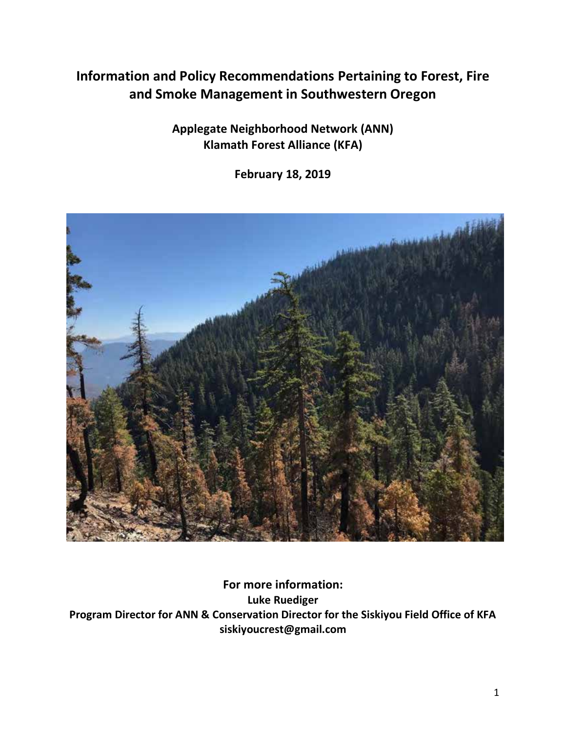# Information and Policy Recommendations Pertaining to Forest, Fire and Smoke Management in Southwestern Oregon

**Applegate Neighborhood Network (ANN)**
**Klamath Forest Alliance (KFA)**

**February 18, 2019**

**For more information:**
**Luke Ruediger**
**Program Director for ANN & Conservation Director for the Siskiyou Field Office of KFA**
**siskiyoucrest@gmail.com**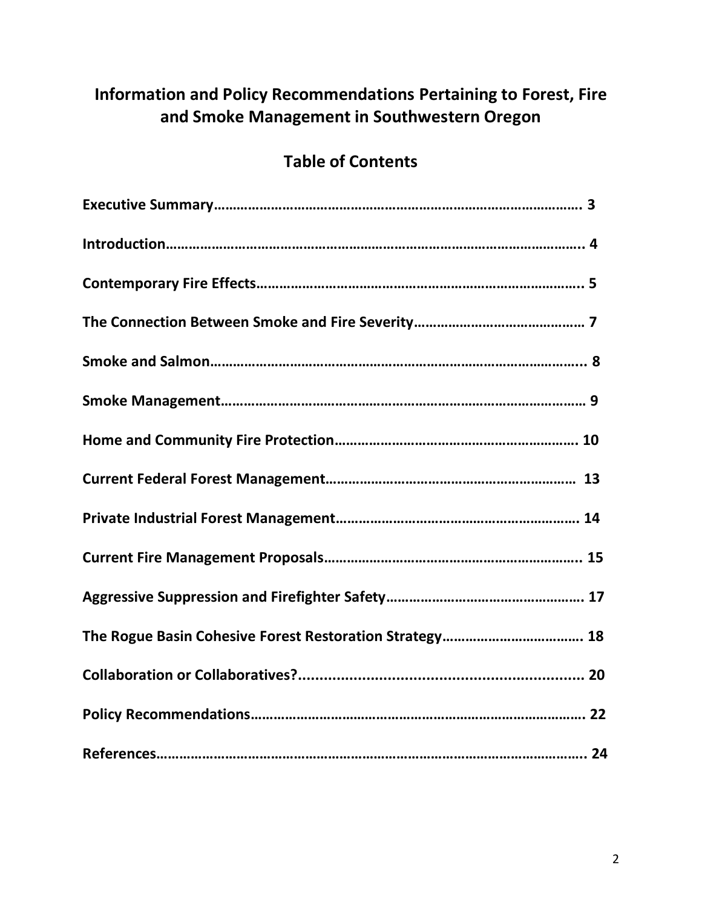# Information and Policy Recommendations Pertaining to Forest, Fire and Smoke Management in Southwestern Oregon

## Table of Contents

**Executive Summary……………………………………………………………………………………… 3**

**Introduction………………………………………………………………………………………………. 4**

**Contemporary Fire Effects………………………………………………………………………….. 5**

**The Connection Between Smoke and Fire Severity……………………………………… 7**

**Smoke and Salmon……………………………………………………………………………………... 8**

**Smoke Management…………………………………………………………………………………… 9**

**Home and Community Fire Protection………………………………………………………. 10**

**Current Federal Forest Management……………………………………………………… 13**

**Private Industrial Forest Management……………………………………………………… 14**

**Current Fire Management Proposals………………………………………………………….. 15**

**Aggressive Suppression and Firefighter Safety…………………………………………. 17**

**The Rogue Basin Cohesive Forest Restoration Strategy……………………………… 18**

**Collaboration or Collaboratives?................................................................... 20**

**Policy Recommendations…………………………………………………………………………. 22**

**References……………………………………………………………………………………………….. 24**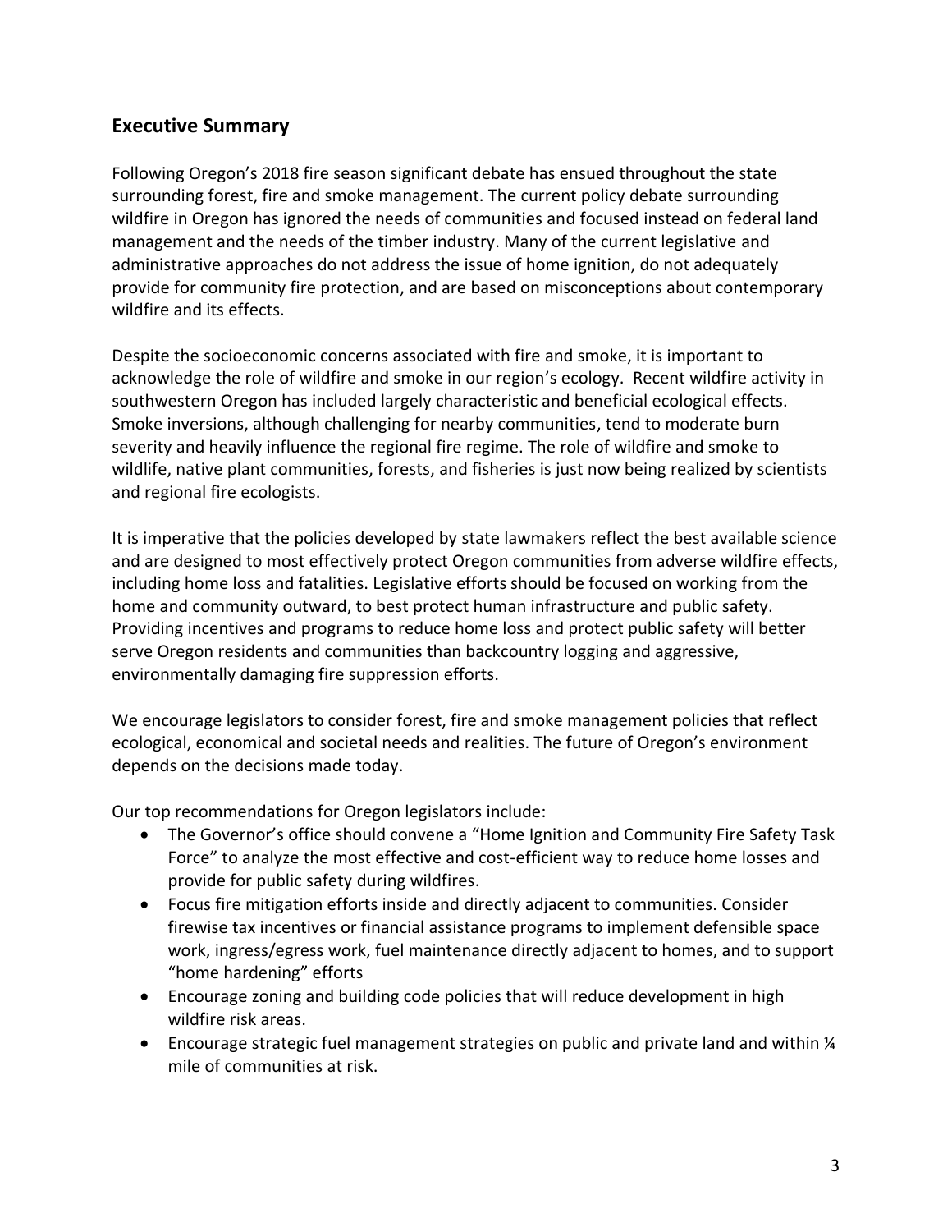## Executive Summary

Following Oregon's 2018 fire season significant debate has ensued throughout the state surrounding forest, fire and smoke management. The current policy debate surrounding wildfire in Oregon has ignored the needs of communities and focused instead on federal land management and the needs of the timber industry. Many of the current legislative and administrative approaches do not address the issue of home ignition, do not adequately provide for community fire protection, and are based on misconceptions about contemporary wildfire and its effects.

Despite the socioeconomic concerns associated with fire and smoke, it is important to acknowledge the role of wildfire and smoke in our region's ecology. Recent wildfire activity in southwestern Oregon has included largely characteristic and beneficial ecological effects. Smoke inversions, although challenging for nearby communities, tend to moderate burn severity and heavily influence the regional fire regime. The role of wildfire and smoke to wildlife, native plant communities, forests, and fisheries is just now being realized by scientists and regional fire ecologists.

It is imperative that the policies developed by state lawmakers reflect the best available science and are designed to most effectively protect Oregon communities from adverse wildfire effects, including home loss and fatalities. Legislative efforts should be focused on working from the home and community outward, to best protect human infrastructure and public safety. Providing incentives and programs to reduce home loss and protect public safety will better serve Oregon residents and communities than backcountry logging and aggressive, environmentally damaging fire suppression efforts.

We encourage legislators to consider forest, fire and smoke management policies that reflect ecological, economical and societal needs and realities. The future of Oregon's environment depends on the decisions made today.

Our top recommendations for Oregon legislators include:

- The Governor's office should convene a "Home Ignition and Community Fire Safety Task Force" to analyze the most effective and cost-efficient way to reduce home losses and provide for public safety during wildfires.
- Focus fire mitigation efforts inside and directly adjacent to communities. Consider firewise tax incentives or financial assistance programs to implement defensible space work, ingress/egress work, fuel maintenance directly adjacent to homes, and to support "home hardening" efforts
- Encourage zoning and building code policies that will reduce development in high wildfire risk areas.
- Encourage strategic fuel management strategies on public and private land and within ¼ mile of communities at risk.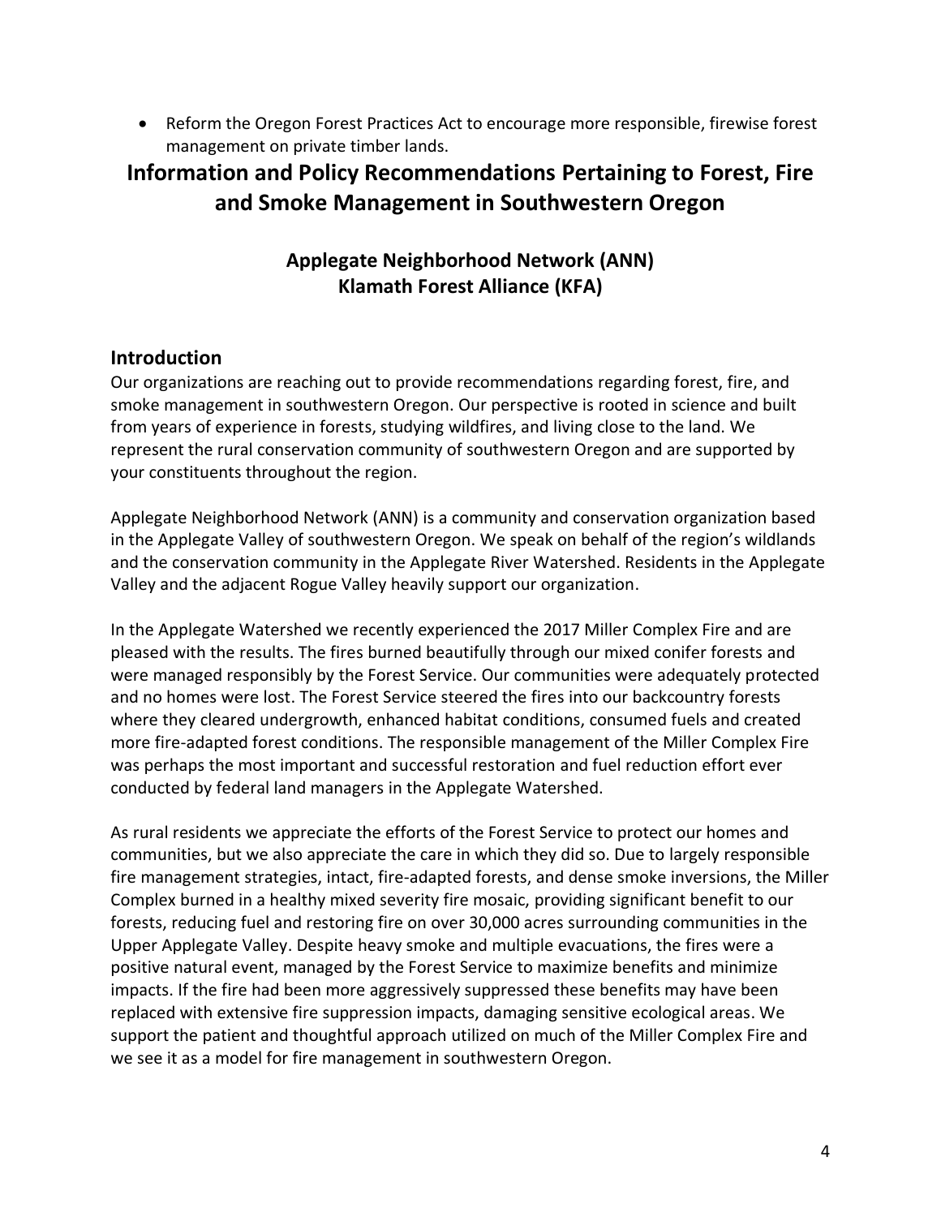- Reform the Oregon Forest Practices Act to encourage more responsible, firewise forest management on private timber lands.

# Information and Policy Recommendations Pertaining to Forest, Fire and Smoke Management in Southwestern Oregon

### Applegate Neighborhood Network (ANN)
### Klamath Forest Alliance (KFA)

## Introduction

Our organizations are reaching out to provide recommendations regarding forest, fire, and smoke management in southwestern Oregon. Our perspective is rooted in science and built from years of experience in forests, studying wildfires, and living close to the land. We represent the rural conservation community of southwestern Oregon and are supported by your constituents throughout the region.

Applegate Neighborhood Network (ANN) is a community and conservation organization based in the Applegate Valley of southwestern Oregon. We speak on behalf of the region's wildlands and the conservation community in the Applegate River Watershed. Residents in the Applegate Valley and the adjacent Rogue Valley heavily support our organization.

In the Applegate Watershed we recently experienced the 2017 Miller Complex Fire and are pleased with the results. The fires burned beautifully through our mixed conifer forests and were managed responsibly by the Forest Service. Our communities were adequately protected and no homes were lost. The Forest Service steered the fires into our backcountry forests where they cleared undergrowth, enhanced habitat conditions, consumed fuels and created more fire-adapted forest conditions. The responsible management of the Miller Complex Fire was perhaps the most important and successful restoration and fuel reduction effort ever conducted by federal land managers in the Applegate Watershed.

As rural residents we appreciate the efforts of the Forest Service to protect our homes and communities, but we also appreciate the care in which they did so. Due to largely responsible fire management strategies, intact, fire-adapted forests, and dense smoke inversions, the Miller Complex burned in a healthy mixed severity fire mosaic, providing significant benefit to our forests, reducing fuel and restoring fire on over 30,000 acres surrounding communities in the Upper Applegate Valley. Despite heavy smoke and multiple evacuations, the fires were a positive natural event, managed by the Forest Service to maximize benefits and minimize impacts. If the fire had been more aggressively suppressed these benefits may have been replaced with extensive fire suppression impacts, damaging sensitive ecological areas. We support the patient and thoughtful approach utilized on much of the Miller Complex Fire and we see it as a model for fire management in southwestern Oregon.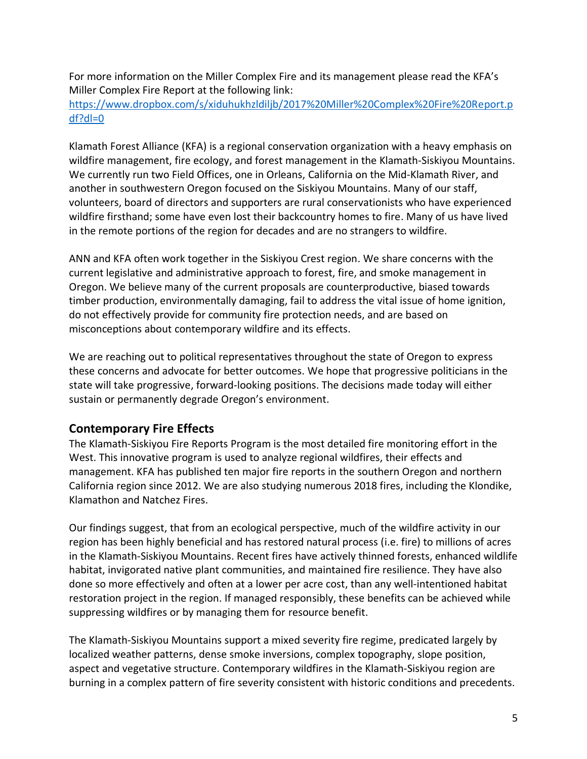For more information on the Miller Complex Fire and its management please read the KFA's Miller Complex Fire Report at the following link: https://www.dropbox.com/s/xiduhukhzldiljb/2017%20Miller%20Complex%20Fire%20Report.pdf?dl=0

Klamath Forest Alliance (KFA) is a regional conservation organization with a heavy emphasis on wildfire management, fire ecology, and forest management in the Klamath-Siskiyou Mountains. We currently run two Field Offices, one in Orleans, California on the Mid-Klamath River, and another in southwestern Oregon focused on the Siskiyou Mountains. Many of our staff, volunteers, board of directors and supporters are rural conservationists who have experienced wildfire firsthand; some have even lost their backcountry homes to fire. Many of us have lived in the remote portions of the region for decades and are no strangers to wildfire.

ANN and KFA often work together in the Siskiyou Crest region. We share concerns with the current legislative and administrative approach to forest, fire, and smoke management in Oregon. We believe many of the current proposals are counterproductive, biased towards timber production, environmentally damaging, fail to address the vital issue of home ignition, do not effectively provide for community fire protection needs, and are based on misconceptions about contemporary wildfire and its effects.

We are reaching out to political representatives throughout the state of Oregon to express these concerns and advocate for better outcomes. We hope that progressive politicians in the state will take progressive, forward-looking positions. The decisions made today will either sustain or permanently degrade Oregon's environment.

## Contemporary Fire Effects

The Klamath-Siskiyou Fire Reports Program is the most detailed fire monitoring effort in the West. This innovative program is used to analyze regional wildfires, their effects and management. KFA has published ten major fire reports in the southern Oregon and northern California region since 2012. We are also studying numerous 2018 fires, including the Klondike, Klamathon and Natchez Fires.

Our findings suggest, that from an ecological perspective, much of the wildfire activity in our region has been highly beneficial and has restored natural process (i.e. fire) to millions of acres in the Klamath-Siskiyou Mountains. Recent fires have actively thinned forests, enhanced wildlife habitat, invigorated native plant communities, and maintained fire resilience. They have also done so more effectively and often at a lower per acre cost, than any well-intentioned habitat restoration project in the region. If managed responsibly, these benefits can be achieved while suppressing wildfires or by managing them for resource benefit.

The Klamath-Siskiyou Mountains support a mixed severity fire regime, predicated largely by localized weather patterns, dense smoke inversions, complex topography, slope position, aspect and vegetative structure. Contemporary wildfires in the Klamath-Siskiyou region are burning in a complex pattern of fire severity consistent with historic conditions and precedents.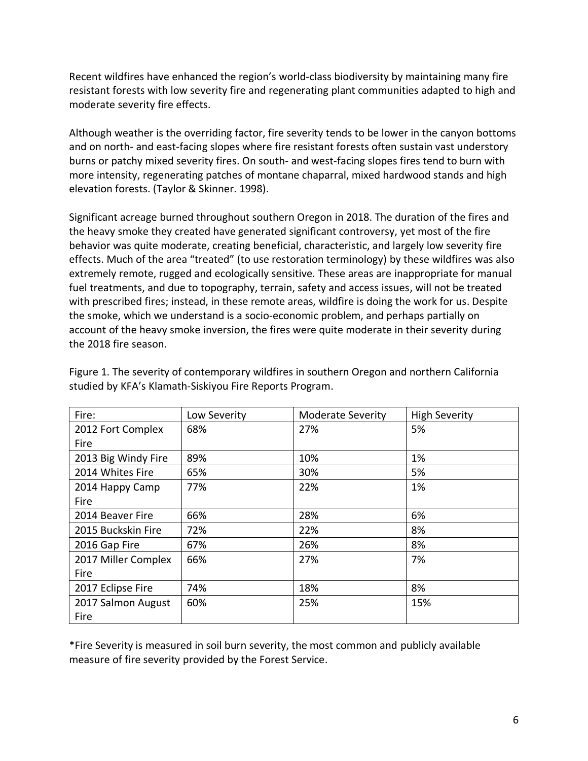Recent wildfires have enhanced the region's world-class biodiversity by maintaining many fire resistant forests with low severity fire and regenerating plant communities adapted to high and moderate severity fire effects.

Although weather is the overriding factor, fire severity tends to be lower in the canyon bottoms and on north- and east-facing slopes where fire resistant forests often sustain vast understory burns or patchy mixed severity fires. On south- and west-facing slopes fires tend to burn with more intensity, regenerating patches of montane chaparral, mixed hardwood stands and high elevation forests. (Taylor & Skinner. 1998).

Significant acreage burned throughout southern Oregon in 2018. The duration of the fires and the heavy smoke they created have generated significant controversy, yet most of the fire behavior was quite moderate, creating beneficial, characteristic, and largely low severity fire effects. Much of the area "treated" (to use restoration terminology) by these wildfires was also extremely remote, rugged and ecologically sensitive. These areas are inappropriate for manual fuel treatments, and due to topography, terrain, safety and access issues, will not be treated with prescribed fires; instead, in these remote areas, wildfire is doing the work for us. Despite the smoke, which we understand is a socio-economic problem, and perhaps partially on account of the heavy smoke inversion, the fires were quite moderate in their severity during the 2018 fire season.

Figure 1. The severity of contemporary wildfires in southern Oregon and northern California studied by KFA's Klamath-Siskiyou Fire Reports Program.

| Fire: | Low Severity | Moderate Severity | High Severity |
|---|---|---|---|
| 2012 Fort Complex Fire | 68% | 27% | 5% |
| 2013 Big Windy Fire | 89% | 10% | 1% |
| 2014 Whites Fire | 65% | 30% | 5% |
| 2014 Happy Camp Fire | 77% | 22% | 1% |
| 2014 Beaver Fire | 66% | 28% | 6% |
| 2015 Buckskin Fire | 72% | 22% | 8% |
| 2016 Gap Fire | 67% | 26% | 8% |
| 2017 Miller Complex Fire | 66% | 27% | 7% |
| 2017 Eclipse Fire | 74% | 18% | 8% |
| 2017 Salmon August Fire | 60% | 25% | 15% |

*Fire Severity is measured in soil burn severity, the most common and publicly available measure of fire severity provided by the Forest Service.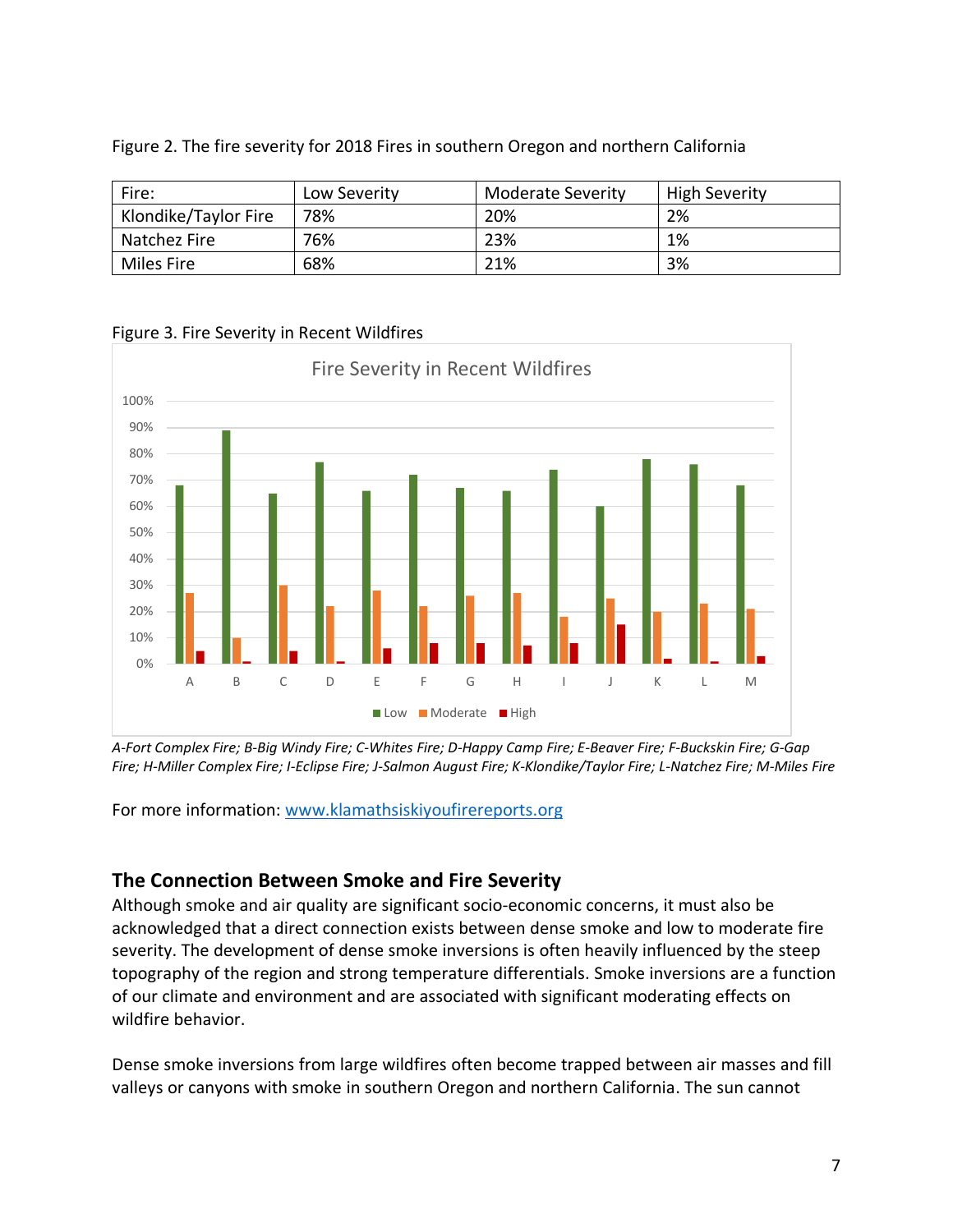Figure 2. The fire severity for 2018 Fires in southern Oregon and northern California

| Fire: | Low Severity | Moderate Severity | High Severity |
|---|---|---|---|
| Klondike/Taylor Fire | 78% | 20% | 2% |
| Natchez Fire | 76% | 23% | 1% |
| Miles Fire | 68% | 21% | 3% |

Figure 3. Fire Severity in Recent Wildfires

*A-Fort Complex Fire; B-Big Windy Fire; C-Whites Fire; D-Happy Camp Fire; E-Beaver Fire; F-Buckskin Fire; G-Gap Fire; H-Miller Complex Fire; I-Eclipse Fire; J-Salmon August Fire; K-Klondike/Taylor Fire; L-Natchez Fire; M-Miles Fire*

For more information: www.klamathsiskiyoufirereports.org

## The Connection Between Smoke and Fire Severity

Although smoke and air quality are significant socio-economic concerns, it must also be acknowledged that a direct connection exists between dense smoke and low to moderate fire severity. The development of dense smoke inversions is often heavily influenced by the steep topography of the region and strong temperature differentials. Smoke inversions are a function of our climate and environment and are associated with significant moderating effects on wildfire behavior.

Dense smoke inversions from large wildfires often become trapped between air masses and fill valleys or canyons with smoke in southern Oregon and northern California. The sun cannot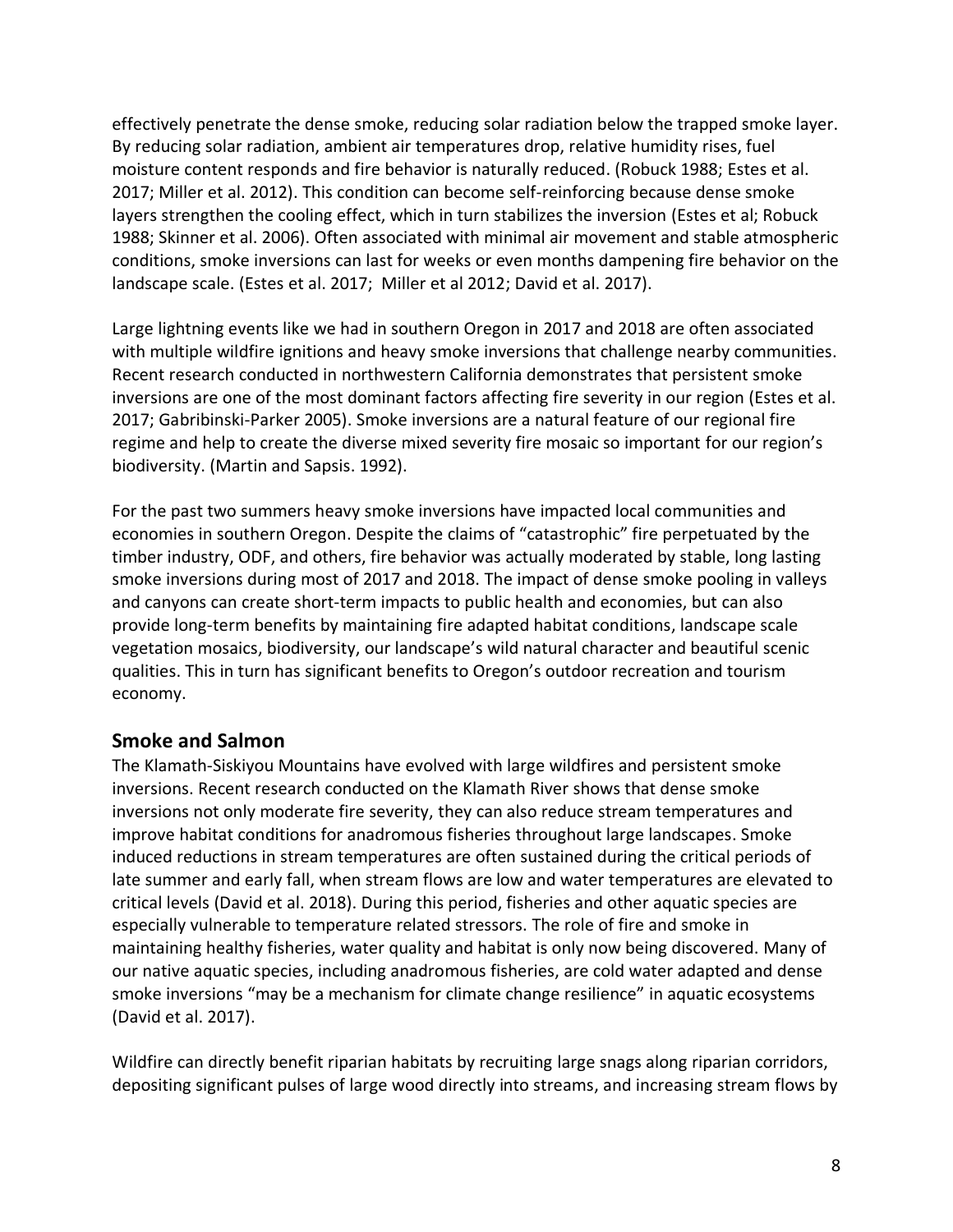effectively penetrate the dense smoke, reducing solar radiation below the trapped smoke layer. By reducing solar radiation, ambient air temperatures drop, relative humidity rises, fuel moisture content responds and fire behavior is naturally reduced. (Robuck 1988; Estes et al. 2017; Miller et al. 2012). This condition can become self-reinforcing because dense smoke layers strengthen the cooling effect, which in turn stabilizes the inversion (Estes et al; Robuck 1988; Skinner et al. 2006). Often associated with minimal air movement and stable atmospheric conditions, smoke inversions can last for weeks or even months dampening fire behavior on the landscape scale. (Estes et al. 2017; Miller et al 2012; David et al. 2017).

Large lightning events like we had in southern Oregon in 2017 and 2018 are often associated with multiple wildfire ignitions and heavy smoke inversions that challenge nearby communities. Recent research conducted in northwestern California demonstrates that persistent smoke inversions are one of the most dominant factors affecting fire severity in our region (Estes et al. 2017; Gabribinski-Parker 2005). Smoke inversions are a natural feature of our regional fire regime and help to create the diverse mixed severity fire mosaic so important for our region's biodiversity. (Martin and Sapsis. 1992).

For the past two summers heavy smoke inversions have impacted local communities and economies in southern Oregon. Despite the claims of "catastrophic" fire perpetuated by the timber industry, ODF, and others, fire behavior was actually moderated by stable, long lasting smoke inversions during most of 2017 and 2018. The impact of dense smoke pooling in valleys and canyons can create short-term impacts to public health and economies, but can also provide long-term benefits by maintaining fire adapted habitat conditions, landscape scale vegetation mosaics, biodiversity, our landscape's wild natural character and beautiful scenic qualities. This in turn has significant benefits to Oregon's outdoor recreation and tourism economy.

## Smoke and Salmon

The Klamath-Siskiyou Mountains have evolved with large wildfires and persistent smoke inversions. Recent research conducted on the Klamath River shows that dense smoke inversions not only moderate fire severity, they can also reduce stream temperatures and improve habitat conditions for anadromous fisheries throughout large landscapes. Smoke induced reductions in stream temperatures are often sustained during the critical periods of late summer and early fall, when stream flows are low and water temperatures are elevated to critical levels (David et al. 2018). During this period, fisheries and other aquatic species are especially vulnerable to temperature related stressors. The role of fire and smoke in maintaining healthy fisheries, water quality and habitat is only now being discovered. Many of our native aquatic species, including anadromous fisheries, are cold water adapted and dense smoke inversions "may be a mechanism for climate change resilience" in aquatic ecosystems (David et al. 2017).

Wildfire can directly benefit riparian habitats by recruiting large snags along riparian corridors, depositing significant pulses of large wood directly into streams, and increasing stream flows by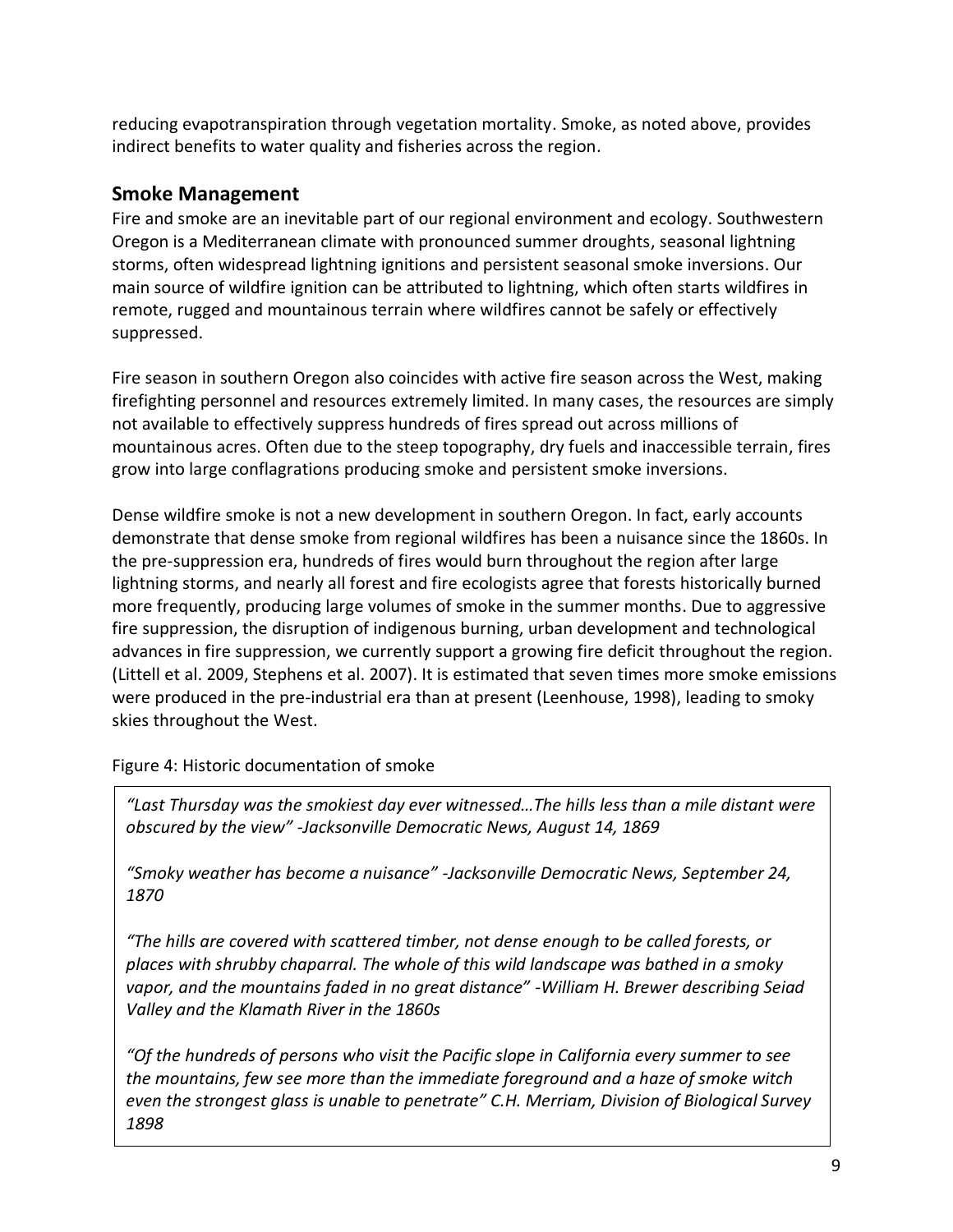reducing evapotranspiration through vegetation mortality. Smoke, as noted above, provides indirect benefits to water quality and fisheries across the region.

## Smoke Management

Fire and smoke are an inevitable part of our regional environment and ecology. Southwestern Oregon is a Mediterranean climate with pronounced summer droughts, seasonal lightning storms, often widespread lightning ignitions and persistent seasonal smoke inversions. Our main source of wildfire ignition can be attributed to lightning, which often starts wildfires in remote, rugged and mountainous terrain where wildfires cannot be safely or effectively suppressed.

Fire season in southern Oregon also coincides with active fire season across the West, making firefighting personnel and resources extremely limited. In many cases, the resources are simply not available to effectively suppress hundreds of fires spread out across millions of mountainous acres. Often due to the steep topography, dry fuels and inaccessible terrain, fires grow into large conflagrations producing smoke and persistent smoke inversions.

Dense wildfire smoke is not a new development in southern Oregon. In fact, early accounts demonstrate that dense smoke from regional wildfires has been a nuisance since the 1860s. In the pre-suppression era, hundreds of fires would burn throughout the region after large lightning storms, and nearly all forest and fire ecologists agree that forests historically burned more frequently, producing large volumes of smoke in the summer months. Due to aggressive fire suppression, the disruption of indigenous burning, urban development and technological advances in fire suppression, we currently support a growing fire deficit throughout the region. (Littell et al. 2009, Stephens et al. 2007). It is estimated that seven times more smoke emissions were produced in the pre-industrial era than at present (Leenhouse, 1998), leading to smoky skies throughout the West.

Figure 4: Historic documentation of smoke

*"Last Thursday was the smokiest day ever witnessed…The hills less than a mile distant were obscured by the view" -Jacksonville Democratic News, August 14, 1869*

*"Smoky weather has become a nuisance" -Jacksonville Democratic News, September 24, 1870*

*"The hills are covered with scattered timber, not dense enough to be called forests, or places with shrubby chaparral. The whole of this wild landscape was bathed in a smoky vapor, and the mountains faded in no great distance" -William H. Brewer describing Seiad Valley and the Klamath River in the 1860s*

*"Of the hundreds of persons who visit the Pacific slope in California every summer to see the mountains, few see more than the immediate foreground and a haze of smoke witch even the strongest glass is unable to penetrate" C.H. Merriam, Division of Biological Survey 1898*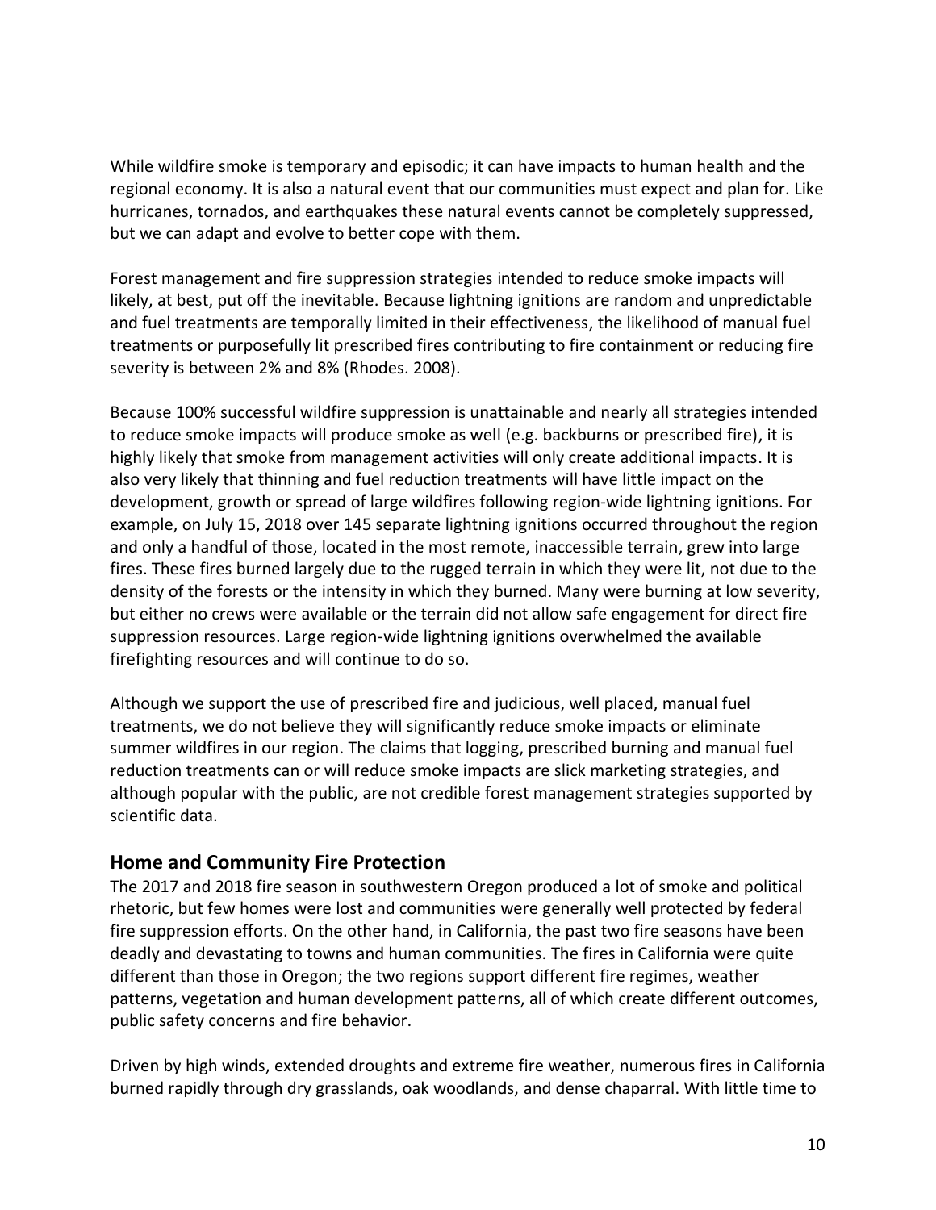While wildfire smoke is temporary and episodic; it can have impacts to human health and the regional economy. It is also a natural event that our communities must expect and plan for. Like hurricanes, tornados, and earthquakes these natural events cannot be completely suppressed, but we can adapt and evolve to better cope with them.

Forest management and fire suppression strategies intended to reduce smoke impacts will likely, at best, put off the inevitable. Because lightning ignitions are random and unpredictable and fuel treatments are temporally limited in their effectiveness, the likelihood of manual fuel treatments or purposefully lit prescribed fires contributing to fire containment or reducing fire severity is between 2% and 8% (Rhodes. 2008).

Because 100% successful wildfire suppression is unattainable and nearly all strategies intended to reduce smoke impacts will produce smoke as well (e.g. backburns or prescribed fire), it is highly likely that smoke from management activities will only create additional impacts. It is also very likely that thinning and fuel reduction treatments will have little impact on the development, growth or spread of large wildfires following region-wide lightning ignitions. For example, on July 15, 2018 over 145 separate lightning ignitions occurred throughout the region and only a handful of those, located in the most remote, inaccessible terrain, grew into large fires. These fires burned largely due to the rugged terrain in which they were lit, not due to the density of the forests or the intensity in which they burned. Many were burning at low severity, but either no crews were available or the terrain did not allow safe engagement for direct fire suppression resources. Large region-wide lightning ignitions overwhelmed the available firefighting resources and will continue to do so.

Although we support the use of prescribed fire and judicious, well placed, manual fuel treatments, we do not believe they will significantly reduce smoke impacts or eliminate summer wildfires in our region. The claims that logging, prescribed burning and manual fuel reduction treatments can or will reduce smoke impacts are slick marketing strategies, and although popular with the public, are not credible forest management strategies supported by scientific data.

## Home and Community Fire Protection

The 2017 and 2018 fire season in southwestern Oregon produced a lot of smoke and political rhetoric, but few homes were lost and communities were generally well protected by federal fire suppression efforts. On the other hand, in California, the past two fire seasons have been deadly and devastating to towns and human communities. The fires in California were quite different than those in Oregon; the two regions support different fire regimes, weather patterns, vegetation and human development patterns, all of which create different outcomes, public safety concerns and fire behavior.

Driven by high winds, extended droughts and extreme fire weather, numerous fires in California burned rapidly through dry grasslands, oak woodlands, and dense chaparral. With little time to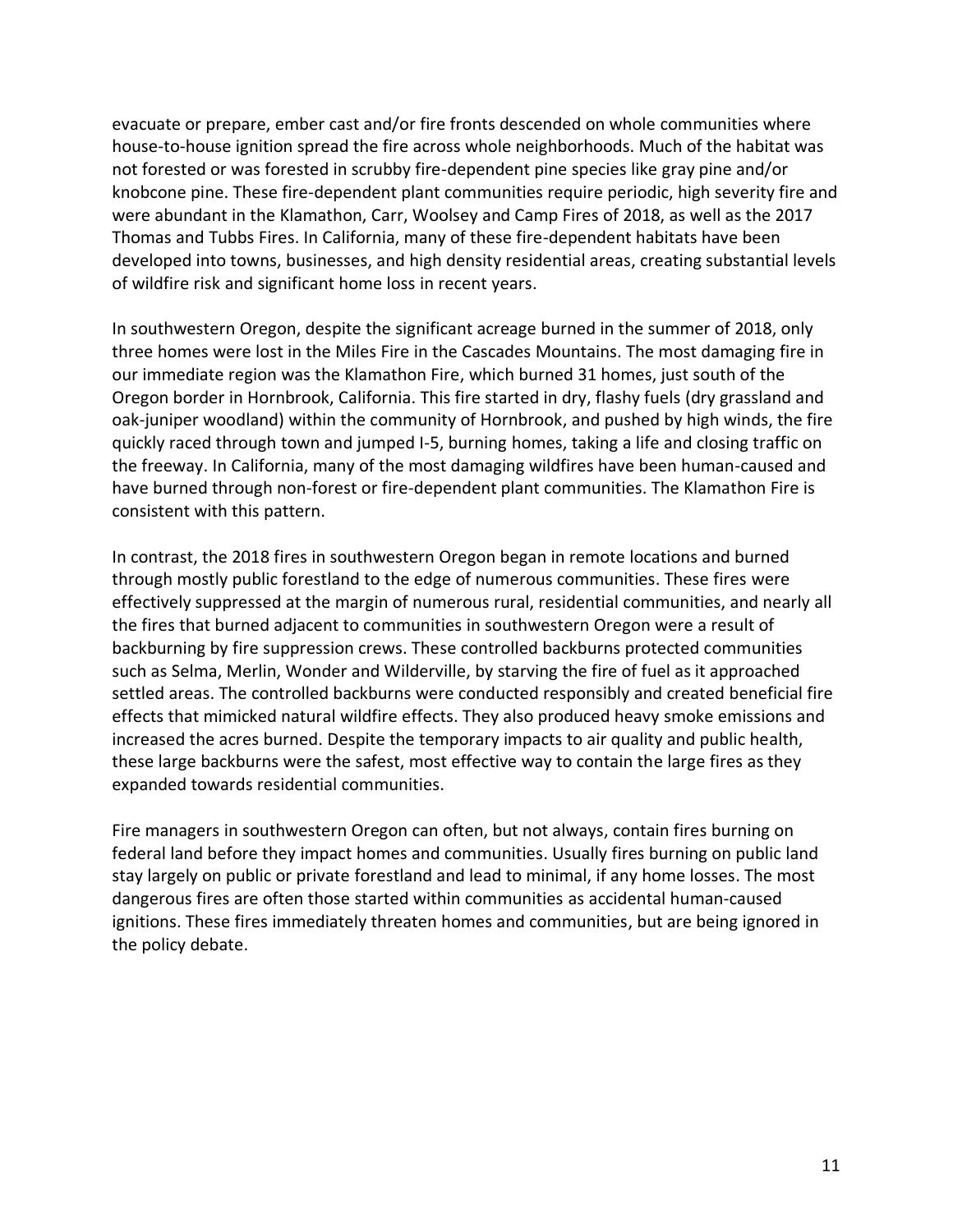evacuate or prepare, ember cast and/or fire fronts descended on whole communities where house-to-house ignition spread the fire across whole neighborhoods. Much of the habitat was not forested or was forested in scrubby fire-dependent pine species like gray pine and/or knobcone pine. These fire-dependent plant communities require periodic, high severity fire and were abundant in the Klamathon, Carr, Woolsey and Camp Fires of 2018, as well as the 2017 Thomas and Tubbs Fires. In California, many of these fire-dependent habitats have been developed into towns, businesses, and high density residential areas, creating substantial levels of wildfire risk and significant home loss in recent years.

In southwestern Oregon, despite the significant acreage burned in the summer of 2018, only three homes were lost in the Miles Fire in the Cascades Mountains. The most damaging fire in our immediate region was the Klamathon Fire, which burned 31 homes, just south of the Oregon border in Hornbrook, California. This fire started in dry, flashy fuels (dry grassland and oak-juniper woodland) within the community of Hornbrook, and pushed by high winds, the fire quickly raced through town and jumped I-5, burning homes, taking a life and closing traffic on the freeway. In California, many of the most damaging wildfires have been human-caused and have burned through non-forest or fire-dependent plant communities. The Klamathon Fire is consistent with this pattern.

In contrast, the 2018 fires in southwestern Oregon began in remote locations and burned through mostly public forestland to the edge of numerous communities. These fires were effectively suppressed at the margin of numerous rural, residential communities, and nearly all the fires that burned adjacent to communities in southwestern Oregon were a result of backburning by fire suppression crews. These controlled backburns protected communities such as Selma, Merlin, Wonder and Wilderville, by starving the fire of fuel as it approached settled areas. The controlled backburns were conducted responsibly and created beneficial fire effects that mimicked natural wildfire effects. They also produced heavy smoke emissions and increased the acres burned. Despite the temporary impacts to air quality and public health, these large backburns were the safest, most effective way to contain the large fires as they expanded towards residential communities.

Fire managers in southwestern Oregon can often, but not always, contain fires burning on federal land before they impact homes and communities. Usually fires burning on public land stay largely on public or private forestland and lead to minimal, if any home losses. The most dangerous fires are often those started within communities as accidental human-caused ignitions. These fires immediately threaten homes and communities, but are being ignored in the policy debate.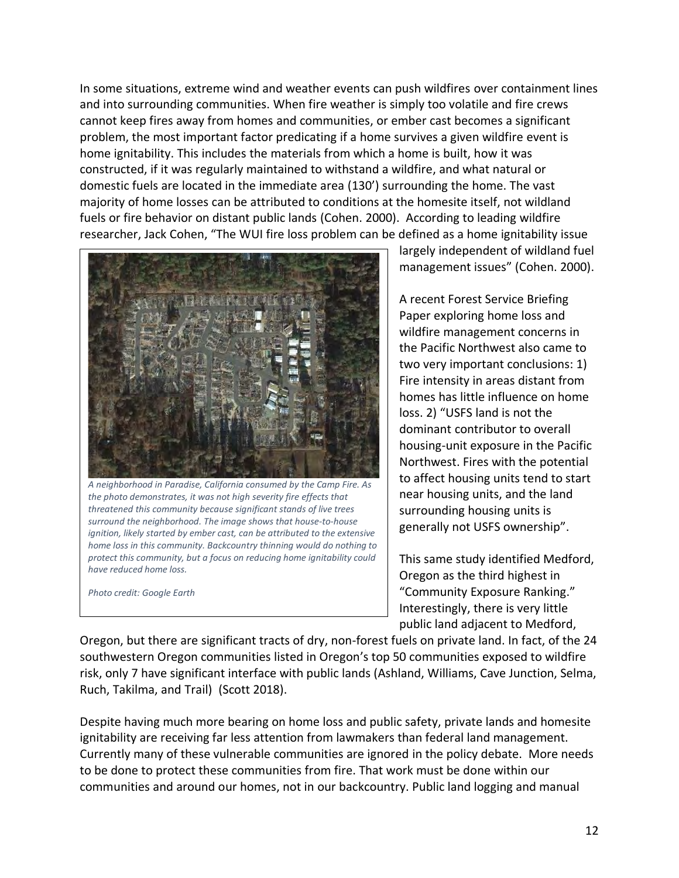In some situations, extreme wind and weather events can push wildfires over containment lines and into surrounding communities. When fire weather is simply too volatile and fire crews cannot keep fires away from homes and communities, or ember cast becomes a significant problem, the most important factor predicating if a home survives a given wildfire event is home ignitability. This includes the materials from which a home is built, how it was constructed, if it was regularly maintained to withstand a wildfire, and what natural or domestic fuels are located in the immediate area (130') surrounding the home. The vast majority of home losses can be attributed to conditions at the homesite itself, not wildland fuels or fire behavior on distant public lands (Cohen. 2000). According to leading wildfire researcher, Jack Cohen, "The WUI fire loss problem can be defined as a home ignitability issue largely independent of wildland fuel management issues" (Cohen. 2000).

*A neighborhood in Paradise, California consumed by the Camp Fire. As the photo demonstrates, it was not high severity fire effects that threatened this community because significant stands of live trees surround the neighborhood. The image shows that house-to-house ignition, likely started by ember cast, can be attributed to the extensive home loss in this community. Backcountry thinning would do nothing to protect this community, but a focus on reducing home ignitability could have reduced home loss.*

*Photo credit: Google Earth*

A recent Forest Service Briefing Paper exploring home loss and wildfire management concerns in the Pacific Northwest also came to two very important conclusions: 1) Fire intensity in areas distant from homes has little influence on home loss. 2) "USFS land is not the dominant contributor to overall housing-unit exposure in the Pacific Northwest. Fires with the potential to affect housing units tend to start near housing units, and the land surrounding housing units is generally not USFS ownership".

This same study identified Medford, Oregon as the third highest in "Community Exposure Ranking." Interestingly, there is very little public land adjacent to Medford, Oregon, but there are significant tracts of dry, non-forest fuels on private land. In fact, of the 24 southwestern Oregon communities listed in Oregon's top 50 communities exposed to wildfire risk, only 7 have significant interface with public lands (Ashland, Williams, Cave Junction, Selma, Ruch, Takilma, and Trail) (Scott 2018).

Despite having much more bearing on home loss and public safety, private lands and homesite ignitability are receiving far less attention from lawmakers than federal land management. Currently many of these vulnerable communities are ignored in the policy debate. More needs to be done to protect these communities from fire. That work must be done within our communities and around our homes, not in our backcountry. Public land logging and manual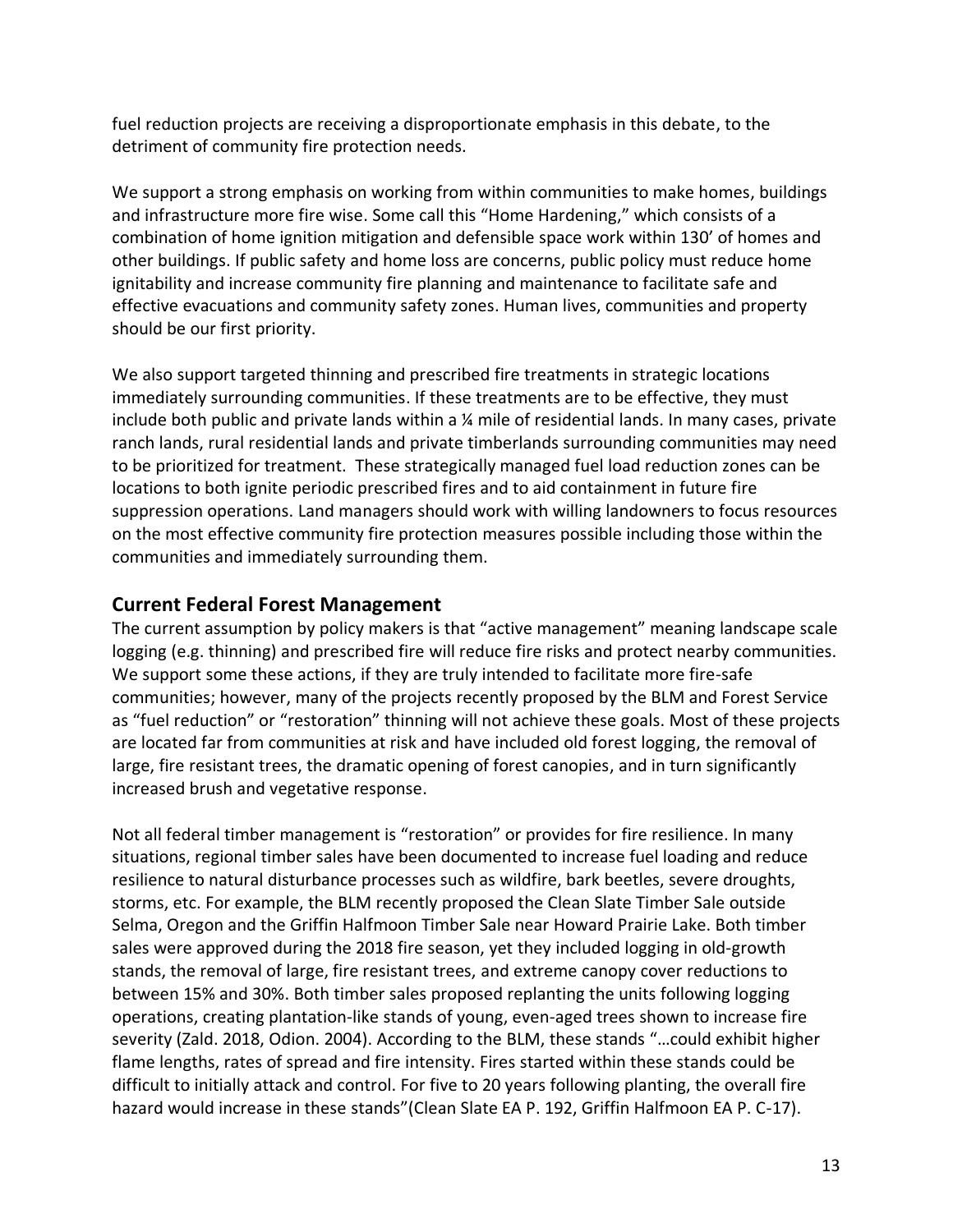fuel reduction projects are receiving a disproportionate emphasis in this debate, to the detriment of community fire protection needs.

We support a strong emphasis on working from within communities to make homes, buildings and infrastructure more fire wise. Some call this "Home Hardening," which consists of a combination of home ignition mitigation and defensible space work within 130' of homes and other buildings. If public safety and home loss are concerns, public policy must reduce home ignitability and increase community fire planning and maintenance to facilitate safe and effective evacuations and community safety zones. Human lives, communities and property should be our first priority.

We also support targeted thinning and prescribed fire treatments in strategic locations immediately surrounding communities. If these treatments are to be effective, they must include both public and private lands within a ¼ mile of residential lands. In many cases, private ranch lands, rural residential lands and private timberlands surrounding communities may need to be prioritized for treatment. These strategically managed fuel load reduction zones can be locations to both ignite periodic prescribed fires and to aid containment in future fire suppression operations. Land managers should work with willing landowners to focus resources on the most effective community fire protection measures possible including those within the communities and immediately surrounding them.

## Current Federal Forest Management

The current assumption by policy makers is that "active management" meaning landscape scale logging (e.g. thinning) and prescribed fire will reduce fire risks and protect nearby communities. We support some these actions, if they are truly intended to facilitate more fire-safe communities; however, many of the projects recently proposed by the BLM and Forest Service as "fuel reduction" or "restoration" thinning will not achieve these goals. Most of these projects are located far from communities at risk and have included old forest logging, the removal of large, fire resistant trees, the dramatic opening of forest canopies, and in turn significantly increased brush and vegetative response.

Not all federal timber management is "restoration" or provides for fire resilience. In many situations, regional timber sales have been documented to increase fuel loading and reduce resilience to natural disturbance processes such as wildfire, bark beetles, severe droughts, storms, etc. For example, the BLM recently proposed the Clean Slate Timber Sale outside Selma, Oregon and the Griffin Halfmoon Timber Sale near Howard Prairie Lake. Both timber sales were approved during the 2018 fire season, yet they included logging in old-growth stands, the removal of large, fire resistant trees, and extreme canopy cover reductions to between 15% and 30%. Both timber sales proposed replanting the units following logging operations, creating plantation-like stands of young, even-aged trees shown to increase fire severity (Zald. 2018, Odion. 2004). According to the BLM, these stands "…could exhibit higher flame lengths, rates of spread and fire intensity. Fires started within these stands could be difficult to initially attack and control. For five to 20 years following planting, the overall fire hazard would increase in these stands"(Clean Slate EA P. 192, Griffin Halfmoon EA P. C-17).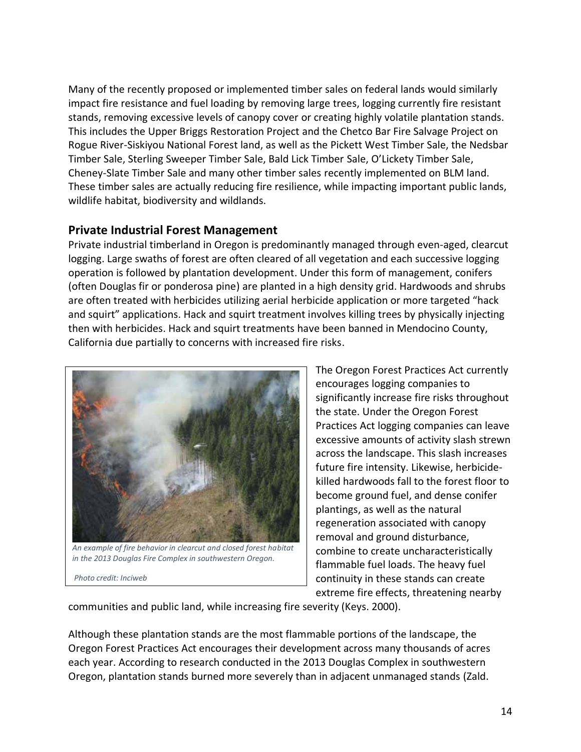Many of the recently proposed or implemented timber sales on federal lands would similarly impact fire resistance and fuel loading by removing large trees, logging currently fire resistant stands, removing excessive levels of canopy cover or creating highly volatile plantation stands. This includes the Upper Briggs Restoration Project and the Chetco Bar Fire Salvage Project on Rogue River-Siskiyou National Forest land, as well as the Pickett West Timber Sale, the Nedsbar Timber Sale, Sterling Sweeper Timber Sale, Bald Lick Timber Sale, O'Lickety Timber Sale, Cheney-Slate Timber Sale and many other timber sales recently implemented on BLM land. These timber sales are actually reducing fire resilience, while impacting important public lands, wildlife habitat, biodiversity and wildlands.

## Private Industrial Forest Management

Private industrial timberland in Oregon is predominantly managed through even-aged, clearcut logging. Large swaths of forest are often cleared of all vegetation and each successive logging operation is followed by plantation development. Under this form of management, conifers (often Douglas fir or ponderosa pine) are planted in a high density grid. Hardwoods and shrubs are often treated with herbicides utilizing aerial herbicide application or more targeted "hack and squirt" applications. Hack and squirt treatment involves killing trees by physically injecting then with herbicides. Hack and squirt treatments have been banned in Mendocino County, California due partially to concerns with increased fire risks.

*An example of fire behavior in clearcut and closed forest habitat in the 2013 Douglas Fire Complex in southwestern Oregon.*

*Photo credit: Inciweb*

The Oregon Forest Practices Act currently encourages logging companies to significantly increase fire risks throughout the state. Under the Oregon Forest Practices Act logging companies can leave excessive amounts of activity slash strewn across the landscape. This slash increases future fire intensity. Likewise, herbicide-killed hardwoods fall to the forest floor to become ground fuel, and dense conifer plantings, as well as the natural regeneration associated with canopy removal and ground disturbance, combine to create uncharacteristically flammable fuel loads. The heavy fuel continuity in these stands can create extreme fire effects, threatening nearby communities and public land, while increasing fire severity (Keys. 2000).

Although these plantation stands are the most flammable portions of the landscape, the Oregon Forest Practices Act encourages their development across many thousands of acres each year. According to research conducted in the 2013 Douglas Complex in southwestern Oregon, plantation stands burned more severely than in adjacent unmanaged stands (Zald.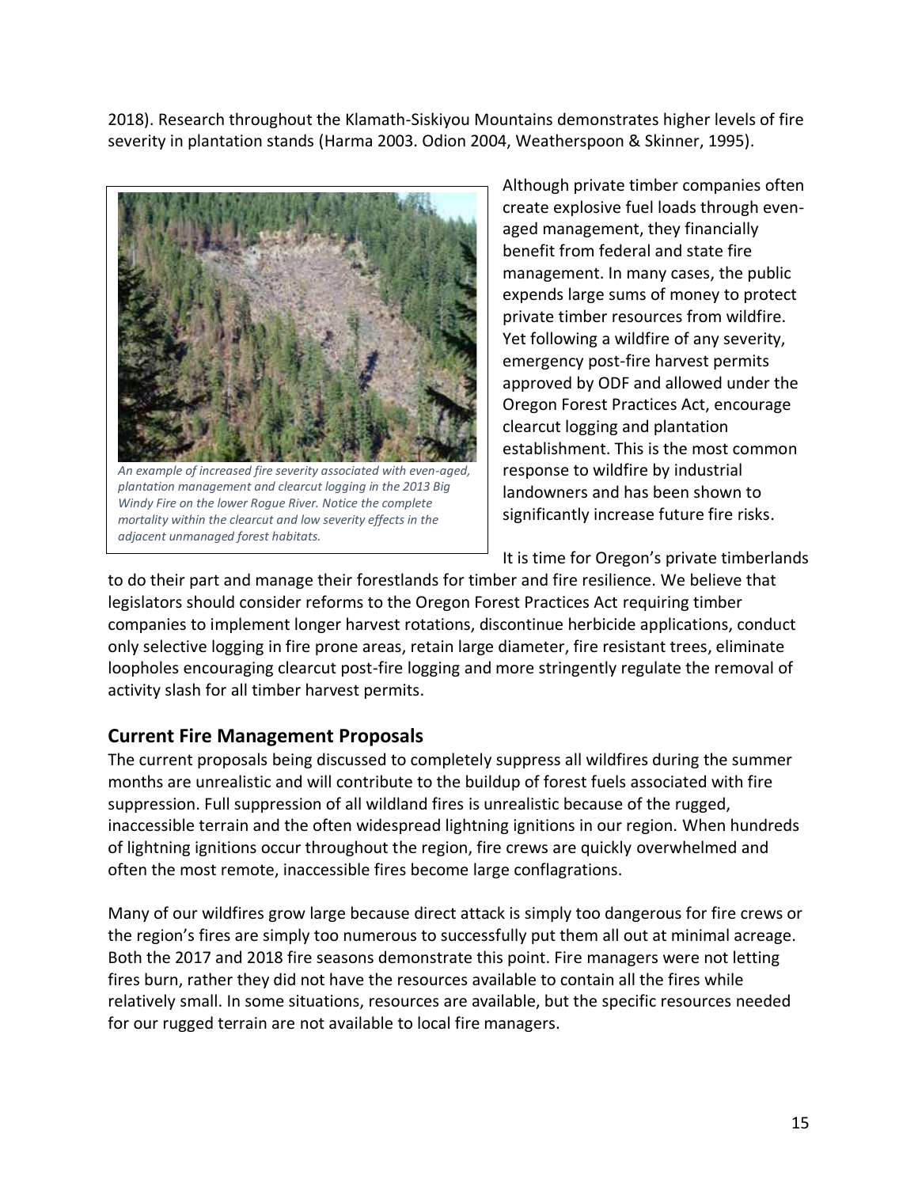2018). Research throughout the Klamath-Siskiyou Mountains demonstrates higher levels of fire severity in plantation stands (Harma 2003. Odion 2004, Weatherspoon & Skinner, 1995).

*An example of increased fire severity associated with even-aged, plantation management and clearcut logging in the 2013 Big Windy Fire on the lower Rogue River. Notice the complete mortality within the clearcut and low severity effects in the adjacent unmanaged forest habitats.*

Although private timber companies often create explosive fuel loads through even-aged management, they financially benefit from federal and state fire management. In many cases, the public expends large sums of money to protect private timber resources from wildfire. Yet following a wildfire of any severity, emergency post-fire harvest permits approved by ODF and allowed under the Oregon Forest Practices Act, encourage clearcut logging and plantation establishment. This is the most common response to wildfire by industrial landowners and has been shown to significantly increase future fire risks.

It is time for Oregon's private timberlands to do their part and manage their forestlands for timber and fire resilience. We believe that legislators should consider reforms to the Oregon Forest Practices Act requiring timber companies to implement longer harvest rotations, discontinue herbicide applications, conduct only selective logging in fire prone areas, retain large diameter, fire resistant trees, eliminate loopholes encouraging clearcut post-fire logging and more stringently regulate the removal of activity slash for all timber harvest permits.

## Current Fire Management Proposals

The current proposals being discussed to completely suppress all wildfires during the summer months are unrealistic and will contribute to the buildup of forest fuels associated with fire suppression. Full suppression of all wildland fires is unrealistic because of the rugged, inaccessible terrain and the often widespread lightning ignitions in our region. When hundreds of lightning ignitions occur throughout the region, fire crews are quickly overwhelmed and often the most remote, inaccessible fires become large conflagrations.

Many of our wildfires grow large because direct attack is simply too dangerous for fire crews or the region's fires are simply too numerous to successfully put them all out at minimal acreage. Both the 2017 and 2018 fire seasons demonstrate this point. Fire managers were not letting fires burn, rather they did not have the resources available to contain all the fires while relatively small. In some situations, resources are available, but the specific resources needed for our rugged terrain are not available to local fire managers.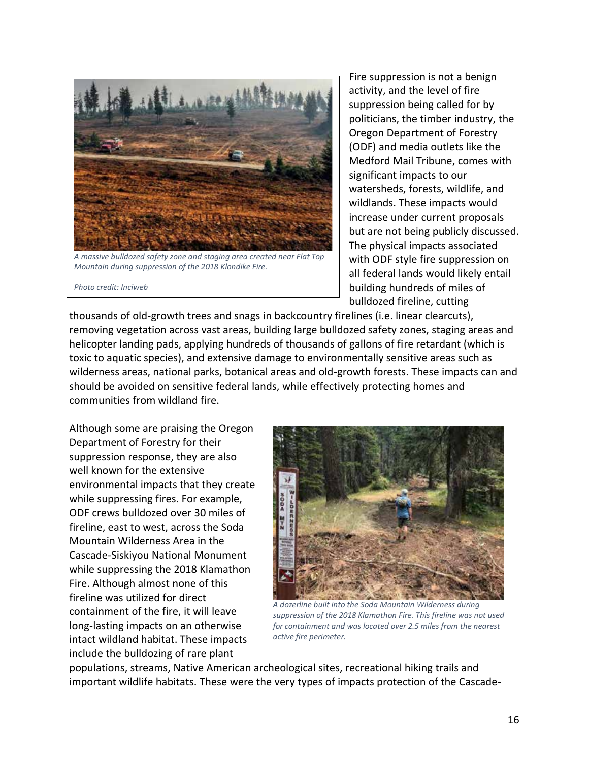*A massive bulldozed safety zone and staging area created near Flat Top Mountain during suppression of the 2018 Klondike Fire.*

*Photo credit: Inciweb*

Fire suppression is not a benign activity, and the level of fire suppression being called for by politicians, the timber industry, the Oregon Department of Forestry (ODF) and media outlets like the Medford Mail Tribune, comes with significant impacts to our watersheds, forests, wildlife, and wildlands. These impacts would increase under current proposals but are not being publicly discussed. The physical impacts associated with ODF style fire suppression on all federal lands would likely entail building hundreds of miles of bulldozed fireline, cutting thousands of old-growth trees and snags in backcountry firelines (i.e. linear clearcuts), removing vegetation across vast areas, building large bulldozed safety zones, staging areas and helicopter landing pads, applying hundreds of thousands of gallons of fire retardant (which is toxic to aquatic species), and extensive damage to environmentally sensitive areas such as wilderness areas, national parks, botanical areas and old-growth forests. These impacts can and should be avoided on sensitive federal lands, while effectively protecting homes and communities from wildland fire.

Although some are praising the Oregon Department of Forestry for their suppression response, they are also well known for the extensive environmental impacts that they create while suppressing fires. For example, ODF crews bulldozed over 30 miles of fireline, east to west, across the Soda Mountain Wilderness Area in the Cascade-Siskiyou National Monument while suppressing the 2018 Klamathon Fire. Although almost none of this fireline was utilized for direct containment of the fire, it will leave long-lasting impacts on an otherwise intact wildland habitat. These impacts include the bulldozing of rare plant populations, streams, Native American archeological sites, recreational hiking trails and important wildlife habitats. These were the very types of impacts protection of the Cascade-

*A dozerline built into the Soda Mountain Wilderness during suppression of the 2018 Klamathon Fire. This fireline was not used for containment and was located over 2.5 miles from the nearest active fire perimeter.*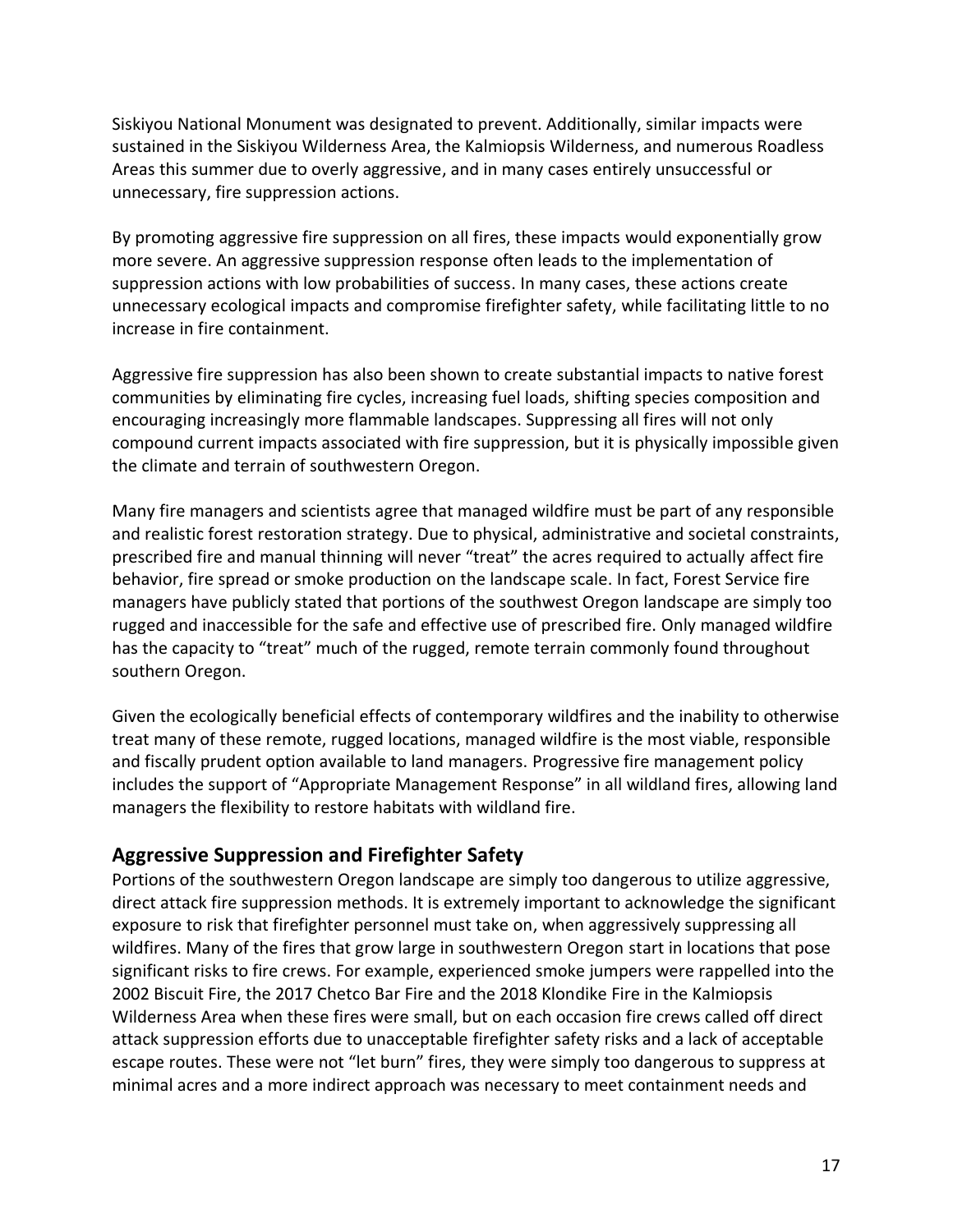Siskiyou National Monument was designated to prevent. Additionally, similar impacts were sustained in the Siskiyou Wilderness Area, the Kalmiopsis Wilderness, and numerous Roadless Areas this summer due to overly aggressive, and in many cases entirely unsuccessful or unnecessary, fire suppression actions.

By promoting aggressive fire suppression on all fires, these impacts would exponentially grow more severe. An aggressive suppression response often leads to the implementation of suppression actions with low probabilities of success. In many cases, these actions create unnecessary ecological impacts and compromise firefighter safety, while facilitating little to no increase in fire containment.

Aggressive fire suppression has also been shown to create substantial impacts to native forest communities by eliminating fire cycles, increasing fuel loads, shifting species composition and encouraging increasingly more flammable landscapes. Suppressing all fires will not only compound current impacts associated with fire suppression, but it is physically impossible given the climate and terrain of southwestern Oregon.

Many fire managers and scientists agree that managed wildfire must be part of any responsible and realistic forest restoration strategy. Due to physical, administrative and societal constraints, prescribed fire and manual thinning will never "treat" the acres required to actually affect fire behavior, fire spread or smoke production on the landscape scale. In fact, Forest Service fire managers have publicly stated that portions of the southwest Oregon landscape are simply too rugged and inaccessible for the safe and effective use of prescribed fire. Only managed wildfire has the capacity to "treat" much of the rugged, remote terrain commonly found throughout southern Oregon.

Given the ecologically beneficial effects of contemporary wildfires and the inability to otherwise treat many of these remote, rugged locations, managed wildfire is the most viable, responsible and fiscally prudent option available to land managers. Progressive fire management policy includes the support of "Appropriate Management Response" in all wildland fires, allowing land managers the flexibility to restore habitats with wildland fire.

## Aggressive Suppression and Firefighter Safety

Portions of the southwestern Oregon landscape are simply too dangerous to utilize aggressive, direct attack fire suppression methods. It is extremely important to acknowledge the significant exposure to risk that firefighter personnel must take on, when aggressively suppressing all wildfires. Many of the fires that grow large in southwestern Oregon start in locations that pose significant risks to fire crews. For example, experienced smoke jumpers were rappelled into the 2002 Biscuit Fire, the 2017 Chetco Bar Fire and the 2018 Klondike Fire in the Kalmiopsis Wilderness Area when these fires were small, but on each occasion fire crews called off direct attack suppression efforts due to unacceptable firefighter safety risks and a lack of acceptable escape routes. These were not "let burn" fires, they were simply too dangerous to suppress at minimal acres and a more indirect approach was necessary to meet containment needs and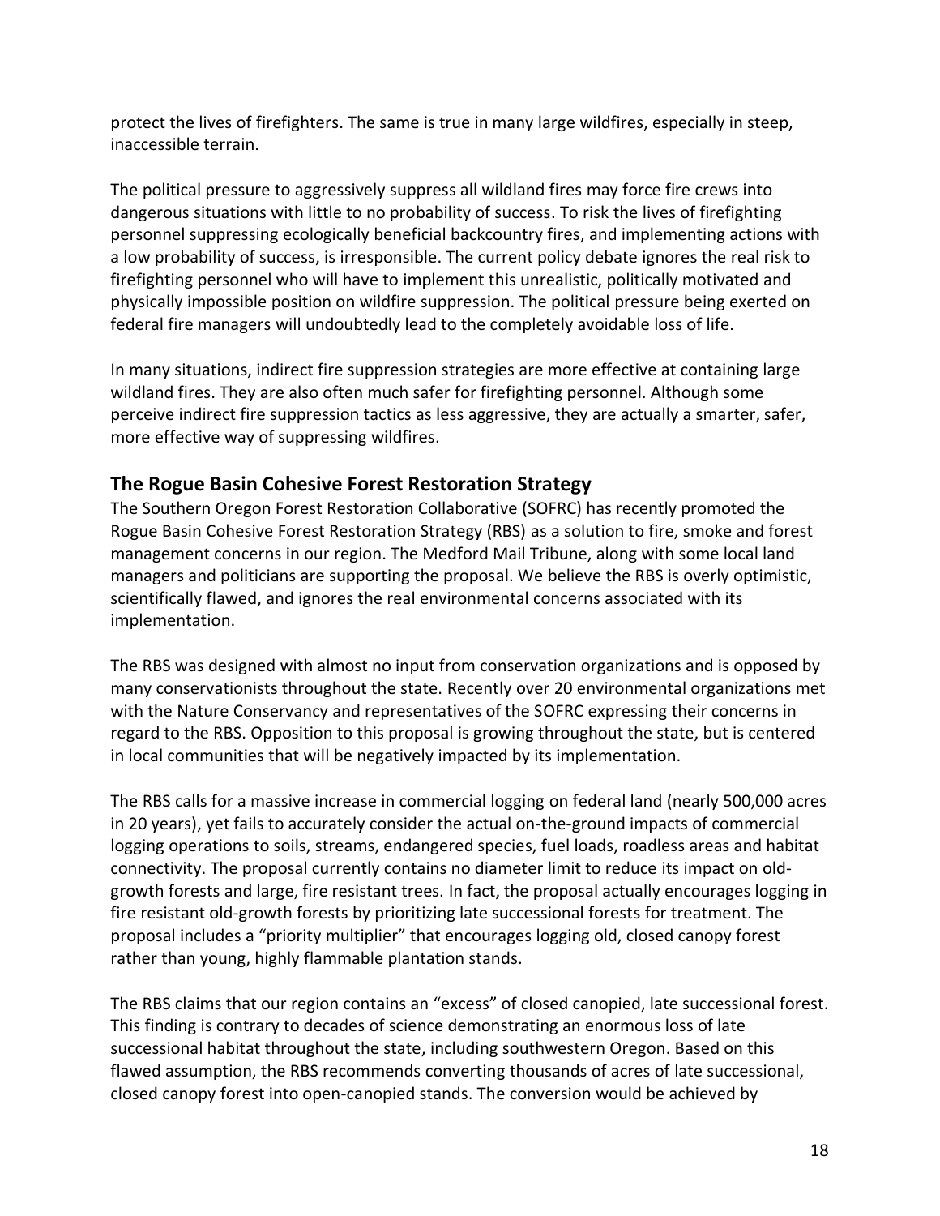protect the lives of firefighters. The same is true in many large wildfires, especially in steep, inaccessible terrain.

The political pressure to aggressively suppress all wildland fires may force fire crews into dangerous situations with little to no probability of success. To risk the lives of firefighting personnel suppressing ecologically beneficial backcountry fires, and implementing actions with a low probability of success, is irresponsible. The current policy debate ignores the real risk to firefighting personnel who will have to implement this unrealistic, politically motivated and physically impossible position on wildfire suppression. The political pressure being exerted on federal fire managers will undoubtedly lead to the completely avoidable loss of life.

In many situations, indirect fire suppression strategies are more effective at containing large wildland fires. They are also often much safer for firefighting personnel. Although some perceive indirect fire suppression tactics as less aggressive, they are actually a smarter, safer, more effective way of suppressing wildfires.

## The Rogue Basin Cohesive Forest Restoration Strategy

The Southern Oregon Forest Restoration Collaborative (SOFRC) has recently promoted the Rogue Basin Cohesive Forest Restoration Strategy (RBS) as a solution to fire, smoke and forest management concerns in our region. The Medford Mail Tribune, along with some local land managers and politicians are supporting the proposal. We believe the RBS is overly optimistic, scientifically flawed, and ignores the real environmental concerns associated with its implementation.

The RBS was designed with almost no input from conservation organizations and is opposed by many conservationists throughout the state. Recently over 20 environmental organizations met with the Nature Conservancy and representatives of the SOFRC expressing their concerns in regard to the RBS. Opposition to this proposal is growing throughout the state, but is centered in local communities that will be negatively impacted by its implementation.

The RBS calls for a massive increase in commercial logging on federal land (nearly 500,000 acres in 20 years), yet fails to accurately consider the actual on-the-ground impacts of commercial logging operations to soils, streams, endangered species, fuel loads, roadless areas and habitat connectivity. The proposal currently contains no diameter limit to reduce its impact on old-growth forests and large, fire resistant trees. In fact, the proposal actually encourages logging in fire resistant old-growth forests by prioritizing late successional forests for treatment. The proposal includes a "priority multiplier" that encourages logging old, closed canopy forest rather than young, highly flammable plantation stands.

The RBS claims that our region contains an "excess" of closed canopied, late successional forest. This finding is contrary to decades of science demonstrating an enormous loss of late successional habitat throughout the state, including southwestern Oregon. Based on this flawed assumption, the RBS recommends converting thousands of acres of late successional, closed canopy forest into open-canopied stands. The conversion would be achieved by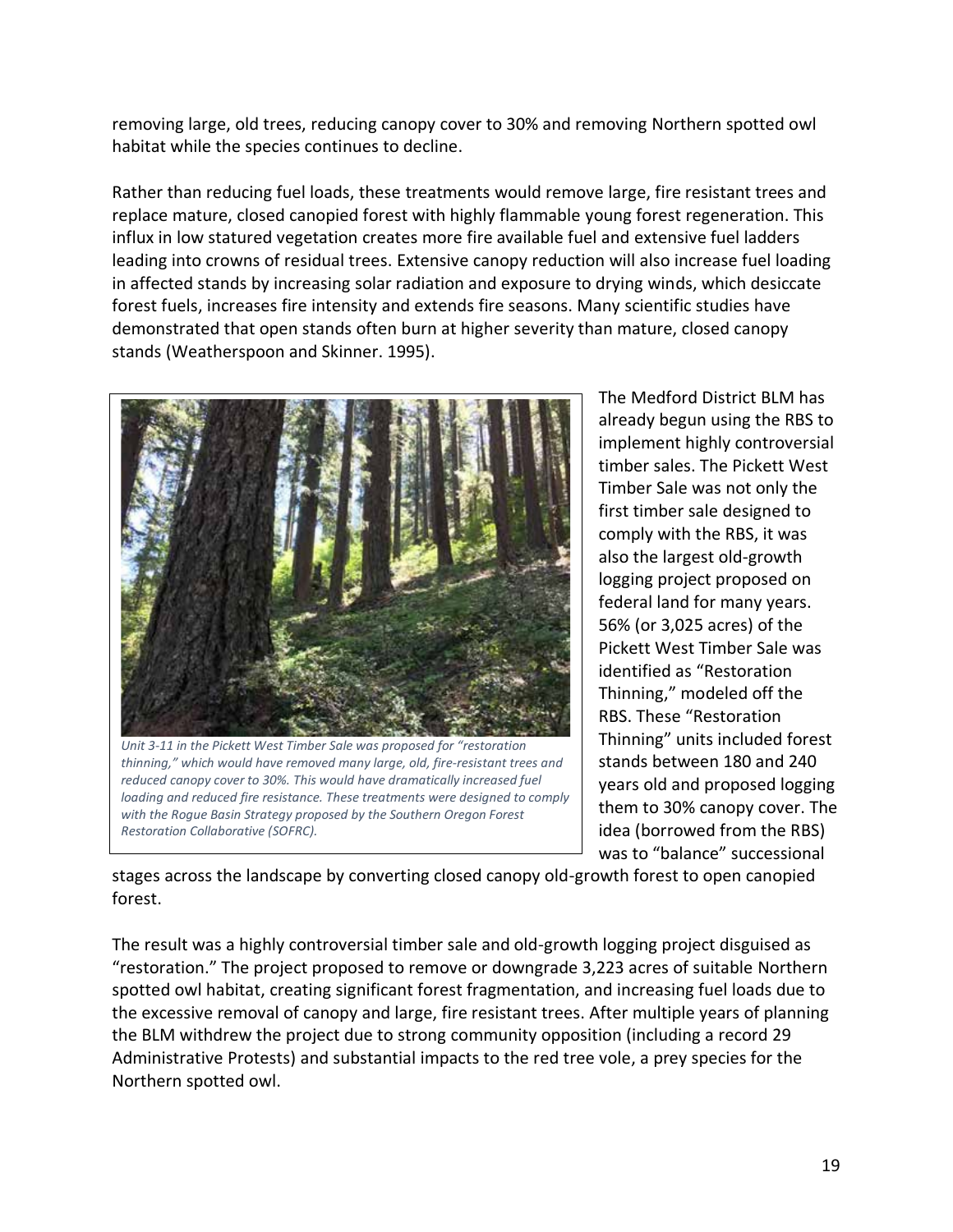removing large, old trees, reducing canopy cover to 30% and removing Northern spotted owl habitat while the species continues to decline.

Rather than reducing fuel loads, these treatments would remove large, fire resistant trees and replace mature, closed canopied forest with highly flammable young forest regeneration. This influx in low statured vegetation creates more fire available fuel and extensive fuel ladders leading into crowns of residual trees. Extensive canopy reduction will also increase fuel loading in affected stands by increasing solar radiation and exposure to drying winds, which desiccate forest fuels, increases fire intensity and extends fire seasons. Many scientific studies have demonstrated that open stands often burn at higher severity than mature, closed canopy stands (Weatherspoon and Skinner. 1995).

*Unit 3-11 in the Pickett West Timber Sale was proposed for "restoration thinning," which would have removed many large, old, fire-resistant trees and reduced canopy cover to 30%. This would have dramatically increased fuel loading and reduced fire resistance. These treatments were designed to comply with the Rogue Basin Strategy proposed by the Southern Oregon Forest Restoration Collaborative (SOFRC).*

The Medford District BLM has already begun using the RBS to implement highly controversial timber sales. The Pickett West Timber Sale was not only the first timber sale designed to comply with the RBS, it was also the largest old-growth logging project proposed on federal land for many years. 56% (or 3,025 acres) of the Pickett West Timber Sale was identified as "Restoration Thinning," modeled off the RBS. These "Restoration Thinning" units included forest stands between 180 and 240 years old and proposed logging them to 30% canopy cover. The idea (borrowed from the RBS) was to "balance" successional stages across the landscape by converting closed canopy old-growth forest to open canopied forest.

The result was a highly controversial timber sale and old-growth logging project disguised as "restoration." The project proposed to remove or downgrade 3,223 acres of suitable Northern spotted owl habitat, creating significant forest fragmentation, and increasing fuel loads due to the excessive removal of canopy and large, fire resistant trees. After multiple years of planning the BLM withdrew the project due to strong community opposition (including a record 29 Administrative Protests) and substantial impacts to the red tree vole, a prey species for the Northern spotted owl.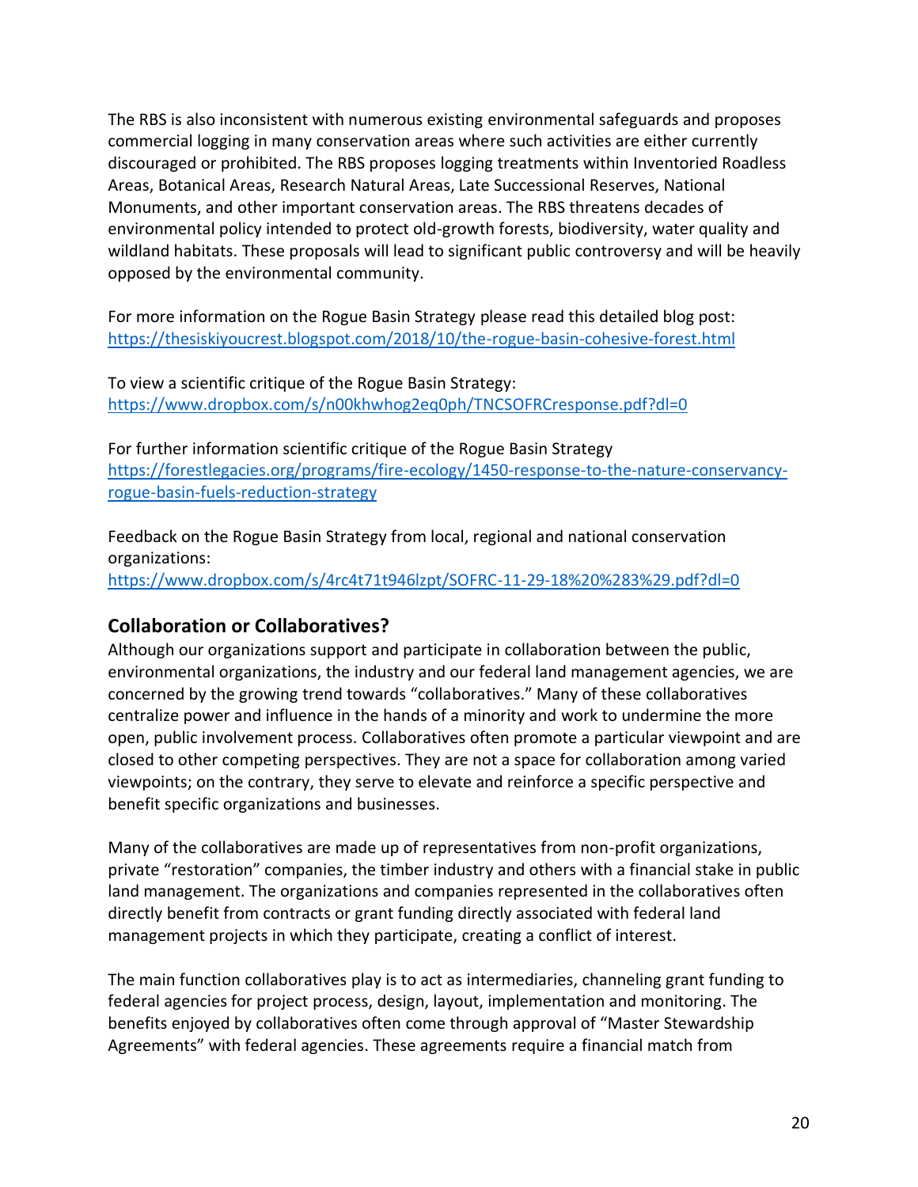The RBS is also inconsistent with numerous existing environmental safeguards and proposes commercial logging in many conservation areas where such activities are either currently discouraged or prohibited. The RBS proposes logging treatments within Inventoried Roadless Areas, Botanical Areas, Research Natural Areas, Late Successional Reserves, National Monuments, and other important conservation areas. The RBS threatens decades of environmental policy intended to protect old-growth forests, biodiversity, water quality and wildland habitats. These proposals will lead to significant public controversy and will be heavily opposed by the environmental community.

For more information on the Rogue Basin Strategy please read this detailed blog post: https://thesiskiyoucrest.blogspot.com/2018/10/the-rogue-basin-cohesive-forest.html

To view a scientific critique of the Rogue Basin Strategy: https://www.dropbox.com/s/n00khwhog2eq0ph/TNCSOFRCresponse.pdf?dl=0

For further information scientific critique of the Rogue Basin Strategy https://forestlegacies.org/programs/fire-ecology/1450-response-to-the-nature-conservancy-rogue-basin-fuels-reduction-strategy

Feedback on the Rogue Basin Strategy from local, regional and national conservation organizations: https://www.dropbox.com/s/4rc4t71t946lzpt/SOFRC-11-29-18%20%283%29.pdf?dl=0

## Collaboration or Collaboratives?

Although our organizations support and participate in collaboration between the public, environmental organizations, the industry and our federal land management agencies, we are concerned by the growing trend towards "collaboratives." Many of these collaboratives centralize power and influence in the hands of a minority and work to undermine the more open, public involvement process. Collaboratives often promote a particular viewpoint and are closed to other competing perspectives. They are not a space for collaboration among varied viewpoints; on the contrary, they serve to elevate and reinforce a specific perspective and benefit specific organizations and businesses.

Many of the collaboratives are made up of representatives from non-profit organizations, private "restoration" companies, the timber industry and others with a financial stake in public land management. The organizations and companies represented in the collaboratives often directly benefit from contracts or grant funding directly associated with federal land management projects in which they participate, creating a conflict of interest.

The main function collaboratives play is to act as intermediaries, channeling grant funding to federal agencies for project process, design, layout, implementation and monitoring. The benefits enjoyed by collaboratives often come through approval of "Master Stewardship Agreements" with federal agencies. These agreements require a financial match from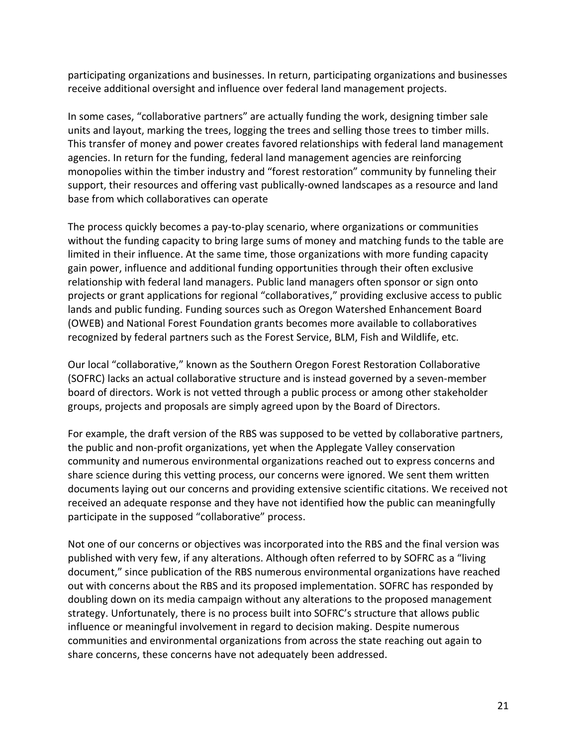participating organizations and businesses. In return, participating organizations and businesses receive additional oversight and influence over federal land management projects.

In some cases, "collaborative partners" are actually funding the work, designing timber sale units and layout, marking the trees, logging the trees and selling those trees to timber mills. This transfer of money and power creates favored relationships with federal land management agencies. In return for the funding, federal land management agencies are reinforcing monopolies within the timber industry and "forest restoration" community by funneling their support, their resources and offering vast publically-owned landscapes as a resource and land base from which collaboratives can operate

The process quickly becomes a pay-to-play scenario, where organizations or communities without the funding capacity to bring large sums of money and matching funds to the table are limited in their influence. At the same time, those organizations with more funding capacity gain power, influence and additional funding opportunities through their often exclusive relationship with federal land managers. Public land managers often sponsor or sign onto projects or grant applications for regional "collaboratives," providing exclusive access to public lands and public funding. Funding sources such as Oregon Watershed Enhancement Board (OWEB) and National Forest Foundation grants becomes more available to collaboratives recognized by federal partners such as the Forest Service, BLM, Fish and Wildlife, etc.

Our local "collaborative," known as the Southern Oregon Forest Restoration Collaborative (SOFRC) lacks an actual collaborative structure and is instead governed by a seven-member board of directors. Work is not vetted through a public process or among other stakeholder groups, projects and proposals are simply agreed upon by the Board of Directors.

For example, the draft version of the RBS was supposed to be vetted by collaborative partners, the public and non-profit organizations, yet when the Applegate Valley conservation community and numerous environmental organizations reached out to express concerns and share science during this vetting process, our concerns were ignored. We sent them written documents laying out our concerns and providing extensive scientific citations. We received not received an adequate response and they have not identified how the public can meaningfully participate in the supposed "collaborative" process.

Not one of our concerns or objectives was incorporated into the RBS and the final version was published with very few, if any alterations. Although often referred to by SOFRC as a "living document," since publication of the RBS numerous environmental organizations have reached out with concerns about the RBS and its proposed implementation. SOFRC has responded by doubling down on its media campaign without any alterations to the proposed management strategy. Unfortunately, there is no process built into SOFRC's structure that allows public influence or meaningful involvement in regard to decision making. Despite numerous communities and environmental organizations from across the state reaching out again to share concerns, these concerns have not adequately been addressed.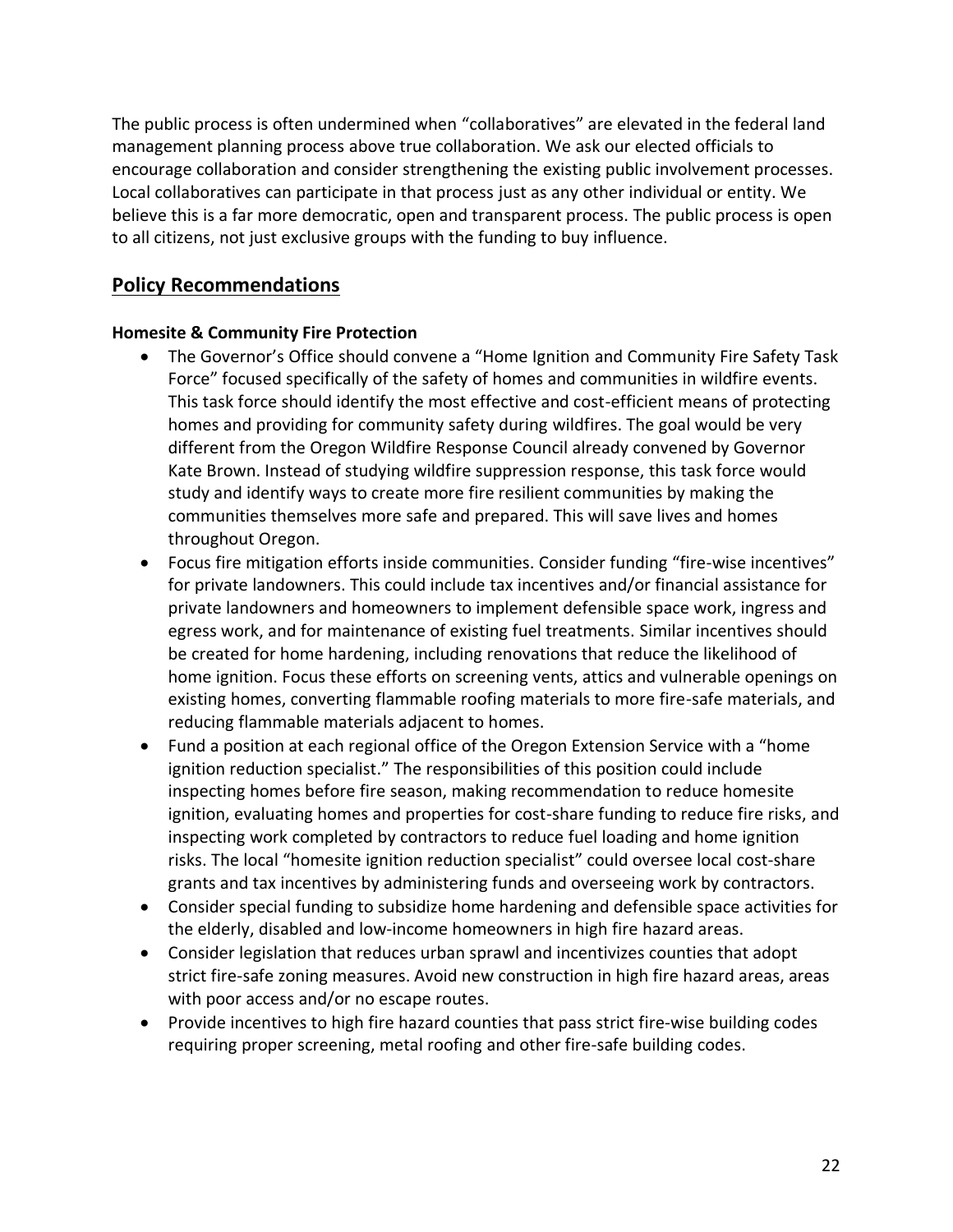The public process is often undermined when "collaboratives" are elevated in the federal land management planning process above true collaboration. We ask our elected officials to encourage collaboration and consider strengthening the existing public involvement processes. Local collaboratives can participate in that process just as any other individual or entity. We believe this is a far more democratic, open and transparent process. The public process is open to all citizens, not just exclusive groups with the funding to buy influence.

## Policy Recommendations

### Homesite & Community Fire Protection

- The Governor's Office should convene a "Home Ignition and Community Fire Safety Task Force" focused specifically of the safety of homes and communities in wildfire events. This task force should identify the most effective and cost-efficient means of protecting homes and providing for community safety during wildfires. The goal would be very different from the Oregon Wildfire Response Council already convened by Governor Kate Brown. Instead of studying wildfire suppression response, this task force would study and identify ways to create more fire resilient communities by making the communities themselves more safe and prepared. This will save lives and homes throughout Oregon.
- Focus fire mitigation efforts inside communities. Consider funding "fire-wise incentives" for private landowners. This could include tax incentives and/or financial assistance for private landowners and homeowners to implement defensible space work, ingress and egress work, and for maintenance of existing fuel treatments. Similar incentives should be created for home hardening, including renovations that reduce the likelihood of home ignition. Focus these efforts on screening vents, attics and vulnerable openings on existing homes, converting flammable roofing materials to more fire-safe materials, and reducing flammable materials adjacent to homes.
- Fund a position at each regional office of the Oregon Extension Service with a "home ignition reduction specialist." The responsibilities of this position could include inspecting homes before fire season, making recommendation to reduce homesite ignition, evaluating homes and properties for cost-share funding to reduce fire risks, and inspecting work completed by contractors to reduce fuel loading and home ignition risks. The local "homesite ignition reduction specialist" could oversee local cost-share grants and tax incentives by administering funds and overseeing work by contractors.
- Consider special funding to subsidize home hardening and defensible space activities for the elderly, disabled and low-income homeowners in high fire hazard areas.
- Consider legislation that reduces urban sprawl and incentivizes counties that adopt strict fire-safe zoning measures. Avoid new construction in high fire hazard areas, areas with poor access and/or no escape routes.
- Provide incentives to high fire hazard counties that pass strict fire-wise building codes requiring proper screening, metal roofing and other fire-safe building codes.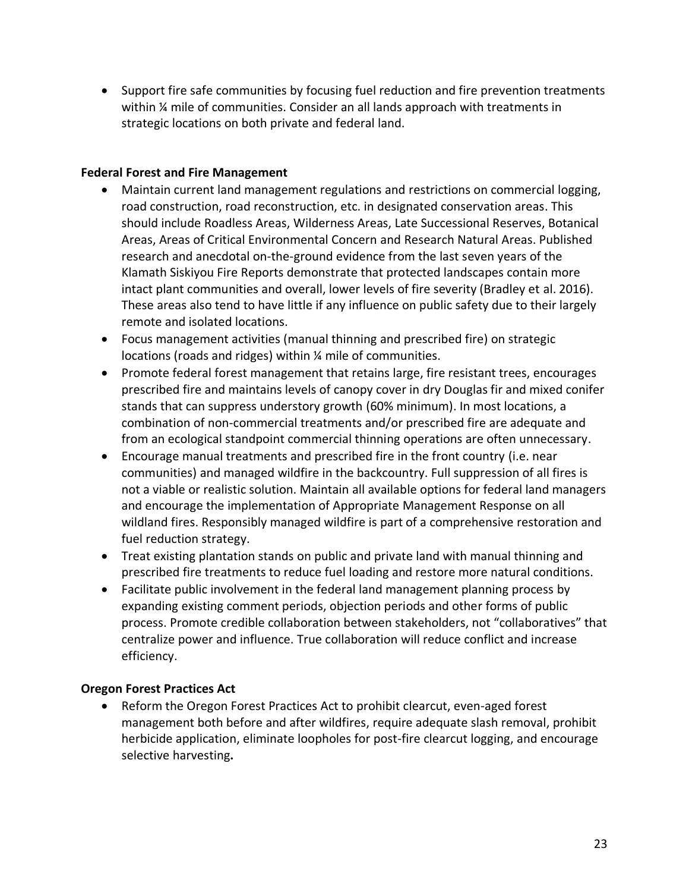- Support fire safe communities by focusing fuel reduction and fire prevention treatments within ¼ mile of communities. Consider an all lands approach with treatments in strategic locations on both private and federal land.

**Federal Forest and Fire Management**

- Maintain current land management regulations and restrictions on commercial logging, road construction, road reconstruction, etc. in designated conservation areas. This should include Roadless Areas, Wilderness Areas, Late Successional Reserves, Botanical Areas, Areas of Critical Environmental Concern and Research Natural Areas. Published research and anecdotal on-the-ground evidence from the last seven years of the Klamath Siskiyou Fire Reports demonstrate that protected landscapes contain more intact plant communities and overall, lower levels of fire severity (Bradley et al. 2016). These areas also tend to have little if any influence on public safety due to their largely remote and isolated locations.
- Focus management activities (manual thinning and prescribed fire) on strategic locations (roads and ridges) within ¼ mile of communities.
- Promote federal forest management that retains large, fire resistant trees, encourages prescribed fire and maintains levels of canopy cover in dry Douglas fir and mixed conifer stands that can suppress understory growth (60% minimum). In most locations, a combination of non-commercial treatments and/or prescribed fire are adequate and from an ecological standpoint commercial thinning operations are often unnecessary.
- Encourage manual treatments and prescribed fire in the front country (i.e. near communities) and managed wildfire in the backcountry. Full suppression of all fires is not a viable or realistic solution. Maintain all available options for federal land managers and encourage the implementation of Appropriate Management Response on all wildland fires. Responsibly managed wildfire is part of a comprehensive restoration and fuel reduction strategy.
- Treat existing plantation stands on public and private land with manual thinning and prescribed fire treatments to reduce fuel loading and restore more natural conditions.
- Facilitate public involvement in the federal land management planning process by expanding existing comment periods, objection periods and other forms of public process. Promote credible collaboration between stakeholders, not "collaboratives" that centralize power and influence. True collaboration will reduce conflict and increase efficiency.

**Oregon Forest Practices Act**

- Reform the Oregon Forest Practices Act to prohibit clearcut, even-aged forest management both before and after wildfires, require adequate slash removal, prohibit herbicide application, eliminate loopholes for post-fire clearcut logging, and encourage selective harvesting**.**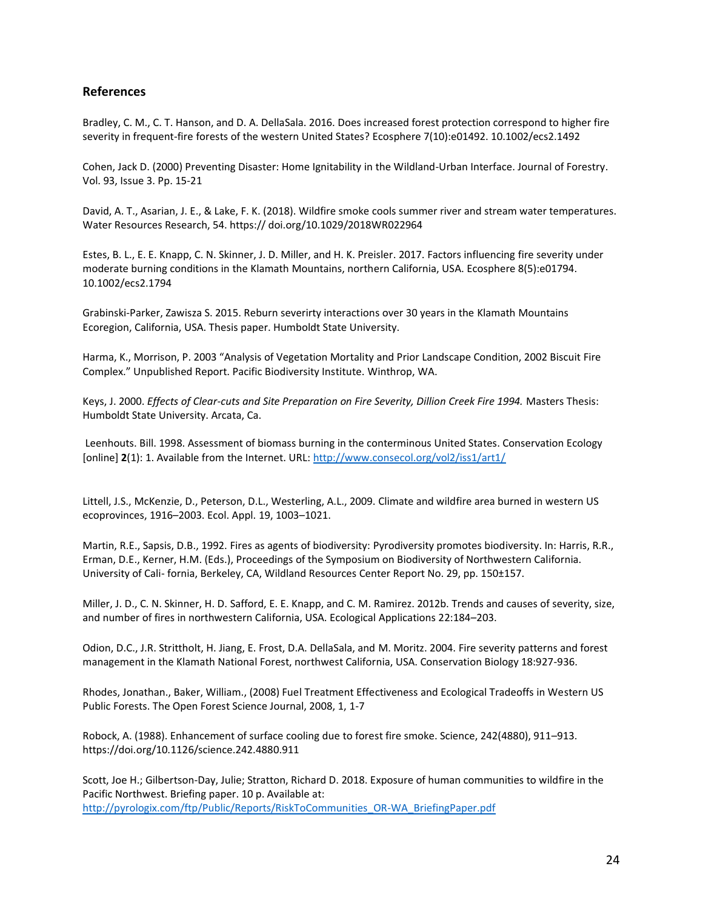## References

Bradley, C. M., C. T. Hanson, and D. A. DellaSala. 2016. Does increased forest protection correspond to higher fire severity in frequent-fire forests of the western United States? Ecosphere 7(10):e01492. 10.1002/ecs2.1492

Cohen, Jack D. (2000) Preventing Disaster: Home Ignitability in the Wildland-Urban Interface. Journal of Forestry. Vol. 93, Issue 3. Pp. 15-21

David, A. T., Asarian, J. E., & Lake, F. K. (2018). Wildfire smoke cools summer river and stream water temperatures. Water Resources Research, 54. https:// doi.org/10.1029/2018WR022964

Estes, B. L., E. E. Knapp, C. N. Skinner, J. D. Miller, and H. K. Preisler. 2017. Factors influencing fire severity under moderate burning conditions in the Klamath Mountains, northern California, USA. Ecosphere 8(5):e01794. 10.1002/ecs2.1794

Grabinski-Parker, Zawisza S. 2015. Reburn severirty interactions over 30 years in the Klamath Mountains Ecoregion, California, USA. Thesis paper. Humboldt State University.

Harma, K., Morrison, P. 2003 "Analysis of Vegetation Mortality and Prior Landscape Condition, 2002 Biscuit Fire Complex." Unpublished Report. Pacific Biodiversity Institute. Winthrop, WA.

Keys, J. 2000. *Effects of Clear-cuts and Site Preparation on Fire Severity, Dillion Creek Fire 1994.* Masters Thesis: Humboldt State University. Arcata, Ca.

Leenhouts. Bill. 1998. Assessment of biomass burning in the conterminous United States. Conservation Ecology [online] **2**(1): 1. Available from the Internet. URL: http://www.consecol.org/vol2/iss1/art1/

Littell, J.S., McKenzie, D., Peterson, D.L., Westerling, A.L., 2009. Climate and wildfire area burned in western US ecoprovinces, 1916–2003. Ecol. Appl. 19, 1003–1021.

Martin, R.E., Sapsis, D.B., 1992. Fires as agents of biodiversity: Pyrodiversity promotes biodiversity. In: Harris, R.R., Erman, D.E., Kerner, H.M. (Eds.), Proceedings of the Symposium on Biodiversity of Northwestern California. University of Cali- fornia, Berkeley, CA, Wildland Resources Center Report No. 29, pp. 150±157.

Miller, J. D., C. N. Skinner, H. D. Safford, E. E. Knapp, and C. M. Ramirez. 2012b. Trends and causes of severity, size, and number of fires in northwestern California, USA. Ecological Applications 22:184–203.

Odion, D.C., J.R. Strittholt, H. Jiang, E. Frost, D.A. DellaSala, and M. Moritz. 2004. Fire severity patterns and forest management in the Klamath National Forest, northwest California, USA. Conservation Biology 18:927-936.

Rhodes, Jonathan., Baker, William., (2008) Fuel Treatment Effectiveness and Ecological Tradeoffs in Western US Public Forests. The Open Forest Science Journal, 2008, 1, 1-7

Robock, A. (1988). Enhancement of surface cooling due to forest fire smoke. Science, 242(4880), 911–913. https://doi.org/10.1126/science.242.4880.911

Scott, Joe H.; Gilbertson-Day, Julie; Stratton, Richard D. 2018. Exposure of human communities to wildfire in the Pacific Northwest. Briefing paper. 10 p. Available at: http://pyrologix.com/ftp/Public/Reports/RiskToCommunities_OR-WA_BriefingPaper.pdf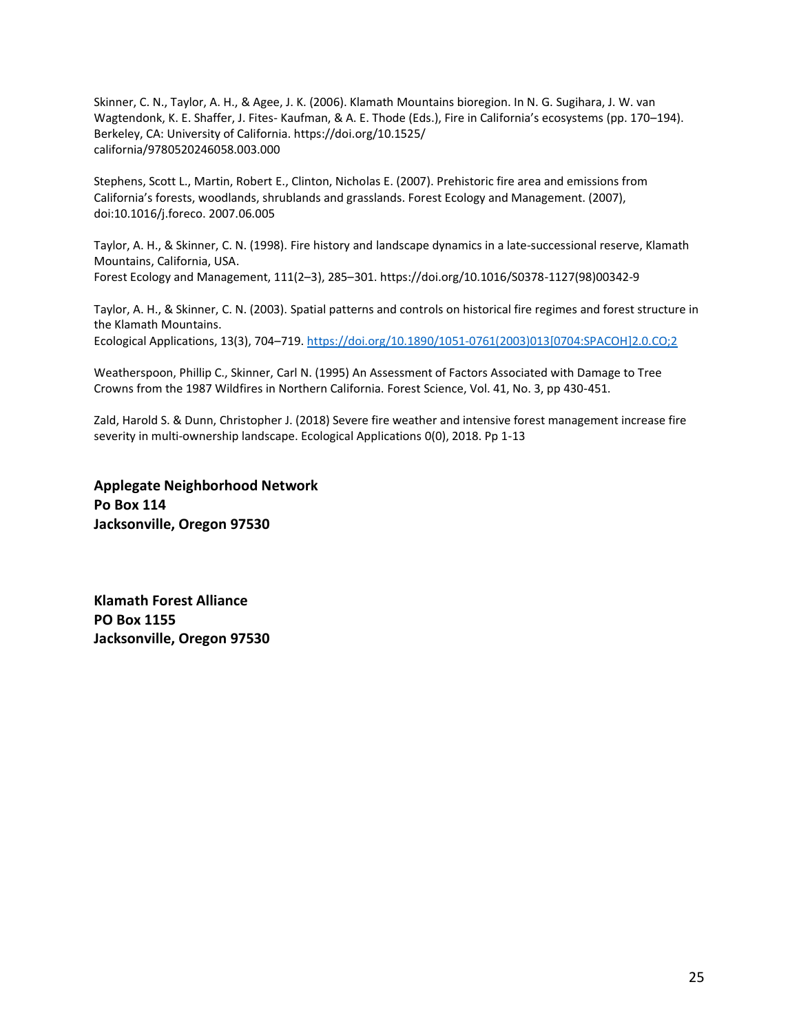Skinner, C. N., Taylor, A. H., & Agee, J. K. (2006). Klamath Mountains bioregion. In N. G. Sugihara, J. W. van Wagtendonk, K. E. Shaffer, J. Fites- Kaufman, & A. E. Thode (Eds.), Fire in California's ecosystems (pp. 170–194). Berkeley, CA: University of California. https://doi.org/10.1525/ california/9780520246058.003.000

Stephens, Scott L., Martin, Robert E., Clinton, Nicholas E. (2007). Prehistoric fire area and emissions from California's forests, woodlands, shrublands and grasslands. Forest Ecology and Management. (2007), doi:10.1016/j.foreco. 2007.06.005

Taylor, A. H., & Skinner, C. N. (1998). Fire history and landscape dynamics in a late-successional reserve, Klamath Mountains, California, USA.
Forest Ecology and Management, 111(2–3), 285–301. https://doi.org/10.1016/S0378-1127(98)00342-9

Taylor, A. H., & Skinner, C. N. (2003). Spatial patterns and controls on historical fire regimes and forest structure in the Klamath Mountains.
Ecological Applications, 13(3), 704–719. https://doi.org/10.1890/1051-0761(2003)013[0704:SPACOH]2.0.CO;2

Weatherspoon, Phillip C., Skinner, Carl N. (1995) An Assessment of Factors Associated with Damage to Tree Crowns from the 1987 Wildfires in Northern California. Forest Science, Vol. 41, No. 3, pp 430-451.

Zald, Harold S. & Dunn, Christopher J. (2018) Severe fire weather and intensive forest management increase fire severity in multi-ownership landscape. Ecological Applications 0(0), 2018. Pp 1-13

**Applegate Neighborhood Network**
**Po Box 114**
**Jacksonville, Oregon 97530**

**Klamath Forest Alliance**
**PO Box 1155**
**Jacksonville, Oregon 97530**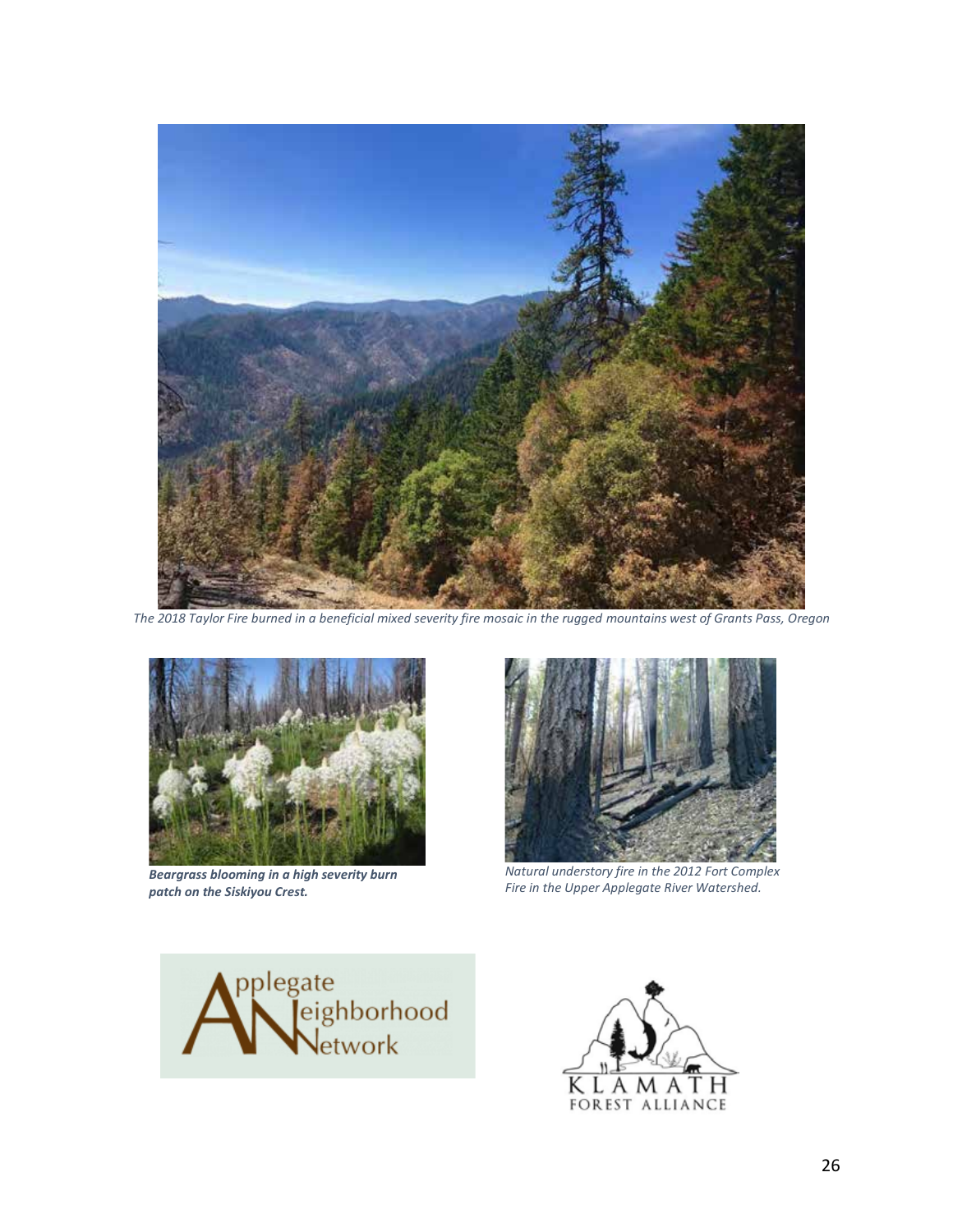*The 2018 Taylor Fire burned in a beneficial mixed severity fire mosaic in the rugged mountains west of Grants Pass, Oregon*

***Beargrass blooming in a high severity burn patch on the Siskiyou Crest.***

*Natural understory fire in the 2012 Fort Complex Fire in the Upper Applegate River Watershed.*

Applegate Neighborhood Network

KLAMATH FOREST ALLIANCE